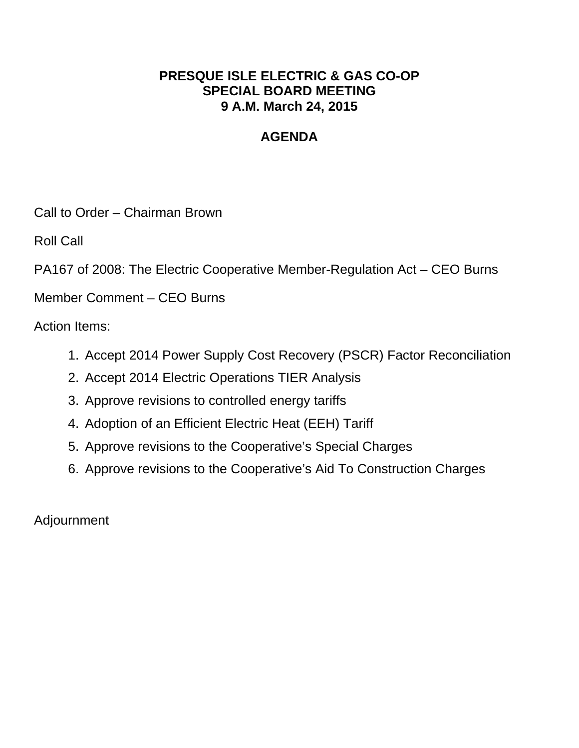# PRESQUE ISLE ELECTRIC & GAS CO-OP
## SPECIAL BOARD MEETING
## 9 A.M. March 24, 2015

## AGENDA

Call to Order – Chairman Brown

Roll Call

PA167 of 2008: The Electric Cooperative Member-Regulation Act – CEO Burns

Member Comment – CEO Burns

Action Items:

1. Accept 2014 Power Supply Cost Recovery (PSCR) Factor Reconciliation
2. Accept 2014 Electric Operations TIER Analysis
3. Approve revisions to controlled energy tariffs
4. Adoption of an Efficient Electric Heat (EEH) Tariff
5. Approve revisions to the Cooperative's Special Charges
6. Approve revisions to the Cooperative's Aid To Construction Charges

Adjournment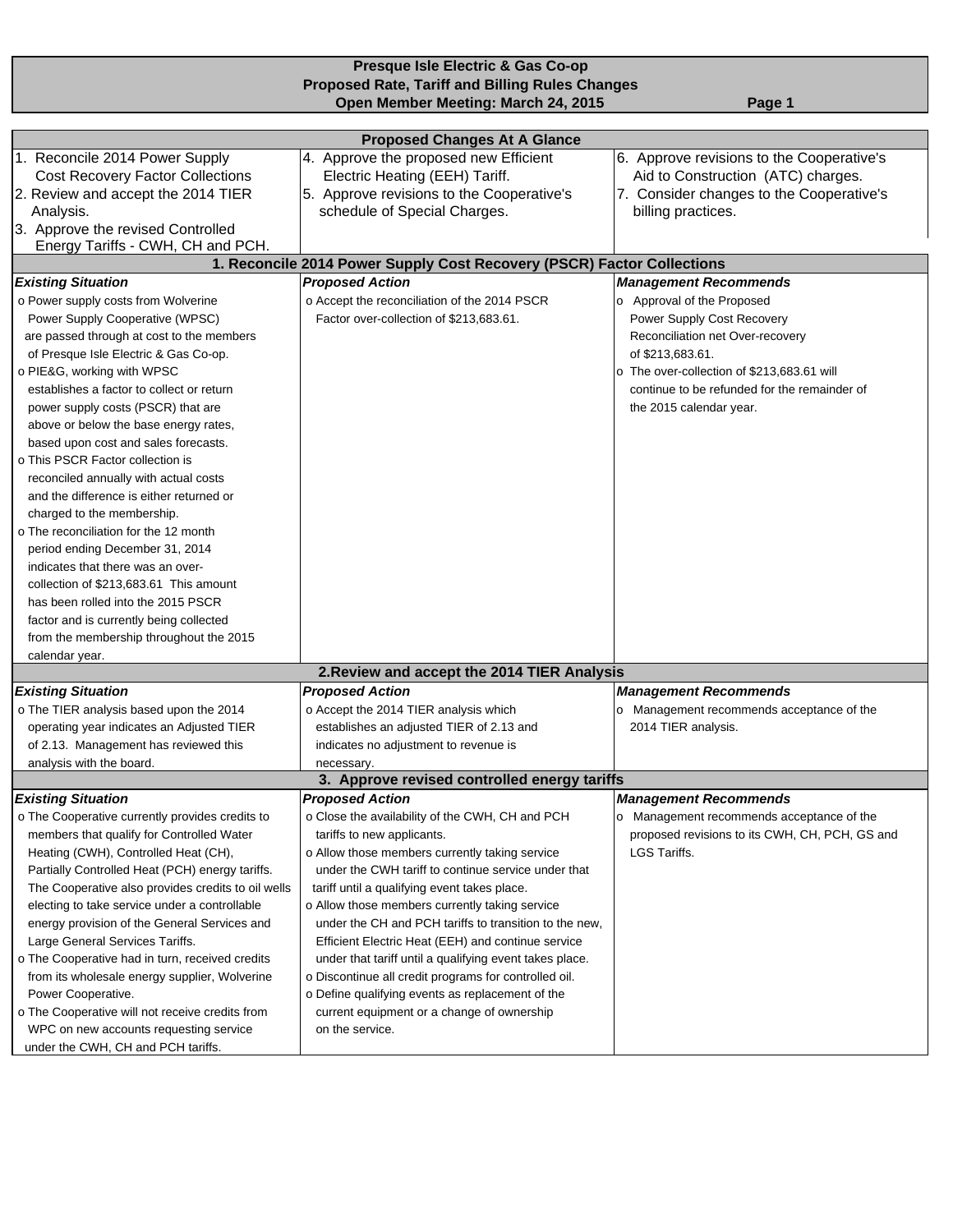**Presque Isle Electric & Gas Co-op**
**Proposed Rate, Tariff and Billing Rules Changes**
**Open Member Meeting: March 24, 2015**

## Proposed Changes At A Glance

1. Reconcile 2014 Power Supply Cost Recovery Factor Collections
2. Review and accept the 2014 TIER Analysis.
3. Approve the revised Controlled Energy Tariffs - CWH, CH and PCH.
4. Approve the proposed new Efficient Electric Heating (EEH) Tariff.
5. Approve revisions to the Cooperative's schedule of Special Charges.
6. Approve revisions to the Cooperative's Aid to Construction (ATC) charges.
7. Consider changes to the Cooperative's billing practices.

## 1. Reconcile 2014 Power Supply Cost Recovery (PSCR) Factor Collections

| *Existing Situation* | *Proposed Action* | *Management Recommends* |
|---|---|---|
| o Power supply costs from Wolverine Power Supply Cooperative (WPSC) are passed through at cost to the members of Presque Isle Electric & Gas Co-op.<br>o PIE&G, working with WPSC establishes a factor to collect or return power supply costs (PSCR) that are above or below the base energy rates, based upon cost and sales forecasts.<br>o This PSCR Factor collection is reconciled annually with actual costs and the difference is either returned or charged to the membership.<br>o The reconciliation for the 12 month period ending December 31, 2014 indicates that there was an over-collection of $213,683.61 This amount has been rolled into the 2015 PSCR factor and is currently being collected from the membership throughout the 2015 calendar year. | o Accept the reconciliation of the 2014 PSCR Factor over-collection of $213,683.61. | o Approval of the Proposed Power Supply Cost Recovery Reconciliation net Over-recovery of $213,683.61.<br>o The over-collection of $213,683.61 will continue to be refunded for the remainder of the 2015 calendar year. |

## 2. Review and accept the 2014 TIER Analysis

| *Existing Situation* | *Proposed Action* | *Management Recommends* |
|---|---|---|
| o The TIER analysis based upon the 2014 operating year indicates an Adjusted TIER of 2.13. Management has reviewed this analysis with the board. | o Accept the 2014 TIER analysis which establishes an adjusted TIER of 2.13 and indicates no adjustment to revenue is necessary. | o Management recommends acceptance of the 2014 TIER analysis. |

## 3. Approve revised controlled energy tariffs

| *Existing Situation* | *Proposed Action* | *Management Recommends* |
|---|---|---|
| o The Cooperative currently provides credits to members that qualify for Controlled Water Heating (CWH), Controlled Heat (CH), Partially Controlled Heat (PCH) energy tariffs. The Cooperative also provides credits to oil wells electing to take service under a controllable energy provision of the General Services and Large General Services Tariffs.<br>o The Cooperative had in turn, received credits from its wholesale energy supplier, Wolverine Power Cooperative.<br>o The Cooperative will not receive credits from WPC on new accounts requesting service under the CWH, CH and PCH tariffs. | o Close the availability of the CWH, CH and PCH tariffs to new applicants.<br>o Allow those members currently taking service under the CWH tariff to continue service under that tariff until a qualifying event takes place.<br>o Allow those members currently taking service under the CH and PCH tariffs to transition to the new, Efficient Electric Heat (EEH) and continue service under that tariff until a qualifying event takes place.<br>o Discontinue all credit programs for controlled oil.<br>o Define qualifying events as replacement of the current equipment or a change of ownership on the service. | o Management recommends acceptance of the proposed revisions to its CWH, CH, PCH, GS and LGS Tariffs. |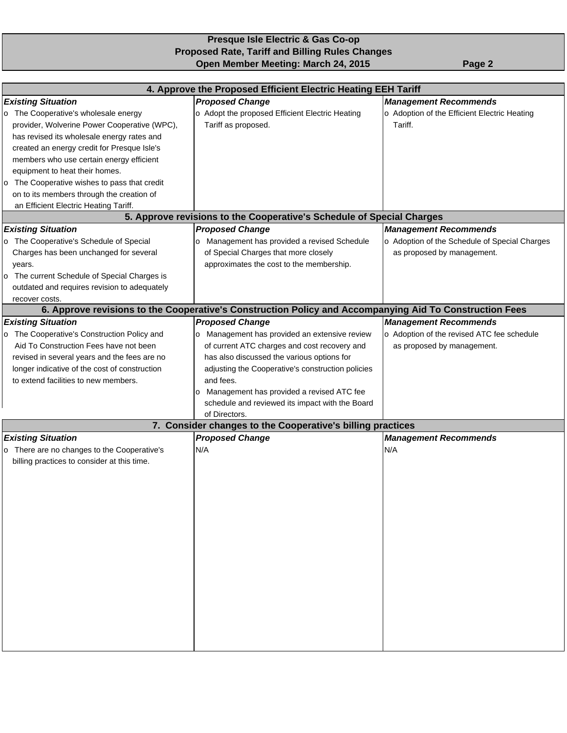**Presque Isle Electric & Gas Co-op**
**Proposed Rate, Tariff and Billing Rules Changes**
**Open Member Meeting: March 24, 2015**

## 4. Approve the Proposed Efficient Electric Heating EEH Tariff

| *Existing Situation* | *Proposed Change* | *Management Recommends* |
|---|---|---|
| o The Cooperative's wholesale energy provider, Wolverine Power Cooperative (WPC), has revised its wholesale energy rates and created an energy credit for Presque Isle's members who use certain energy efficient equipment to heat their homes.<br>o The Cooperative wishes to pass that credit on to its members through the creation of an Efficient Electric Heating Tariff. | o Adopt the proposed Efficient Electric Heating Tariff as proposed. | o Adoption of the Efficient Electric Heating Tariff. |

## 5. Approve revisions to the Cooperative's Schedule of Special Charges

| *Existing Situation* | *Proposed Change* | *Management Recommends* |
|---|---|---|
| o The Cooperative's Schedule of Special Charges has been unchanged for several years.<br>o The current Schedule of Special Charges is outdated and requires revision to adequately recover costs. | o Management has provided a revised Schedule of Special Charges that more closely approximates the cost to the membership. | o Adoption of the Schedule of Special Charges as proposed by management. |

## 6. Approve revisions to the Cooperative's Construction Policy and Accompanying Aid To Construction Fees

| *Existing Situation* | *Proposed Change* | *Management Recommends* |
|---|---|---|
| o The Cooperative's Construction Policy and Aid To Construction Fees have not been revised in several years and the fees are no longer indicative of the cost of construction to extend facilities to new members. | o Management has provided an extensive review of current ATC charges and cost recovery and has also discussed the various options for adjusting the Cooperative's construction policies and fees.<br>o Management has provided a revised ATC fee schedule and reviewed its impact with the Board of Directors. | o Adoption of the revised ATC fee schedule as proposed by management. |

## 7. Consider changes to the Cooperative's billing practices

| *Existing Situation* | *Proposed Change* | *Management Recommends* |
|---|---|---|
| o There are no changes to the Cooperative's billing practices to consider at this time. | N/A | N/A |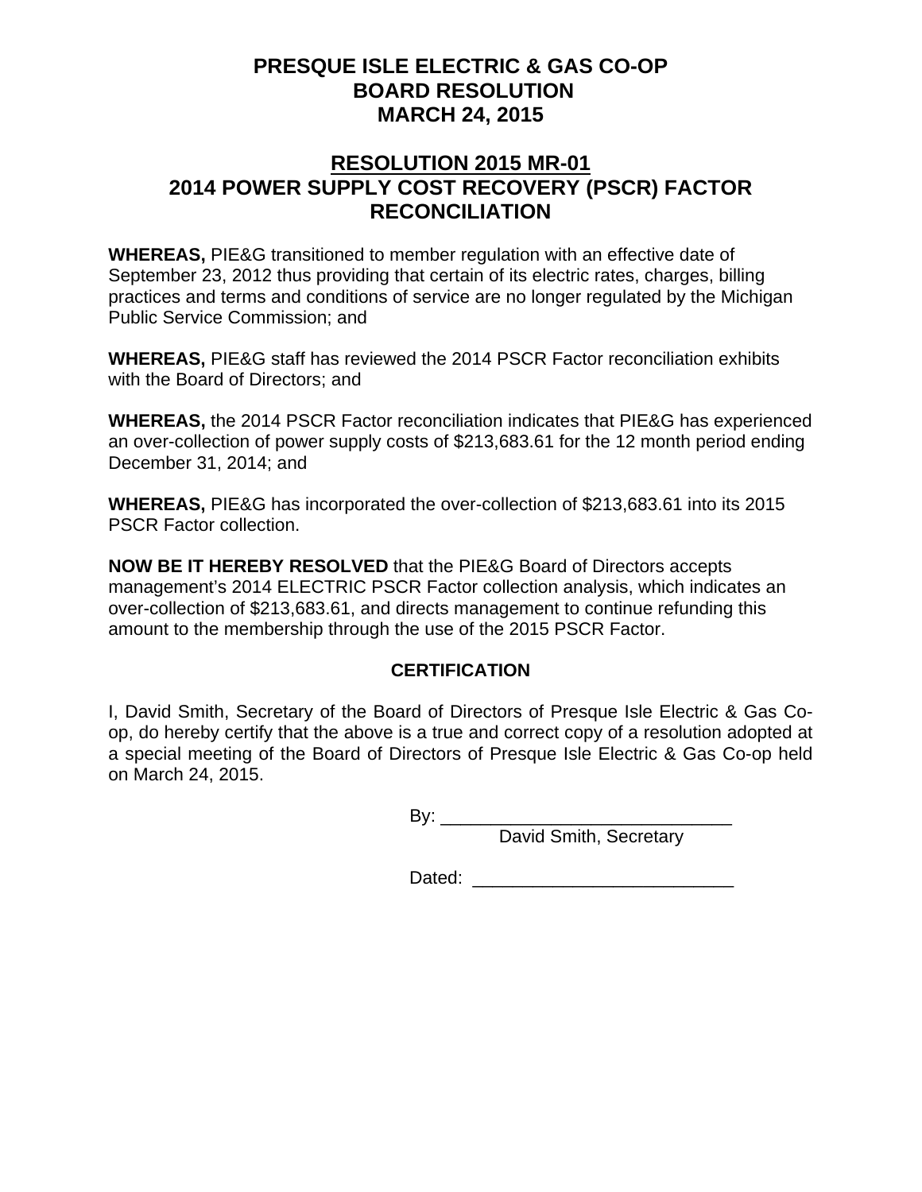# PRESQUE ISLE ELECTRIC & GAS CO-OP
# BOARD RESOLUTION
# MARCH 24, 2015

## RESOLUTION 2015 MR-01
## 2014 POWER SUPPLY COST RECOVERY (PSCR) FACTOR RECONCILIATION

**WHEREAS,** PIE&G transitioned to member regulation with an effective date of September 23, 2012 thus providing that certain of its electric rates, charges, billing practices and terms and conditions of service are no longer regulated by the Michigan Public Service Commission; and

**WHEREAS,** PIE&G staff has reviewed the 2014 PSCR Factor reconciliation exhibits with the Board of Directors; and

**WHEREAS,** the 2014 PSCR Factor reconciliation indicates that PIE&G has experienced an over-collection of power supply costs of $213,683.61 for the 12 month period ending December 31, 2014; and

**WHEREAS,** PIE&G has incorporated the over-collection of $213,683.61 into its 2015 PSCR Factor collection.

**NOW BE IT HEREBY RESOLVED** that the PIE&G Board of Directors accepts management's 2014 ELECTRIC PSCR Factor collection analysis, which indicates an over-collection of $213,683.61, and directs management to continue refunding this amount to the membership through the use of the 2015 PSCR Factor.

### CERTIFICATION

I, David Smith, Secretary of the Board of Directors of Presque Isle Electric & Gas Co-op, do hereby certify that the above is a true and correct copy of a resolution adopted at a special meeting of the Board of Directors of Presque Isle Electric & Gas Co-op held on March 24, 2015.

By: ______________________________
David Smith, Secretary

Dated: __________________________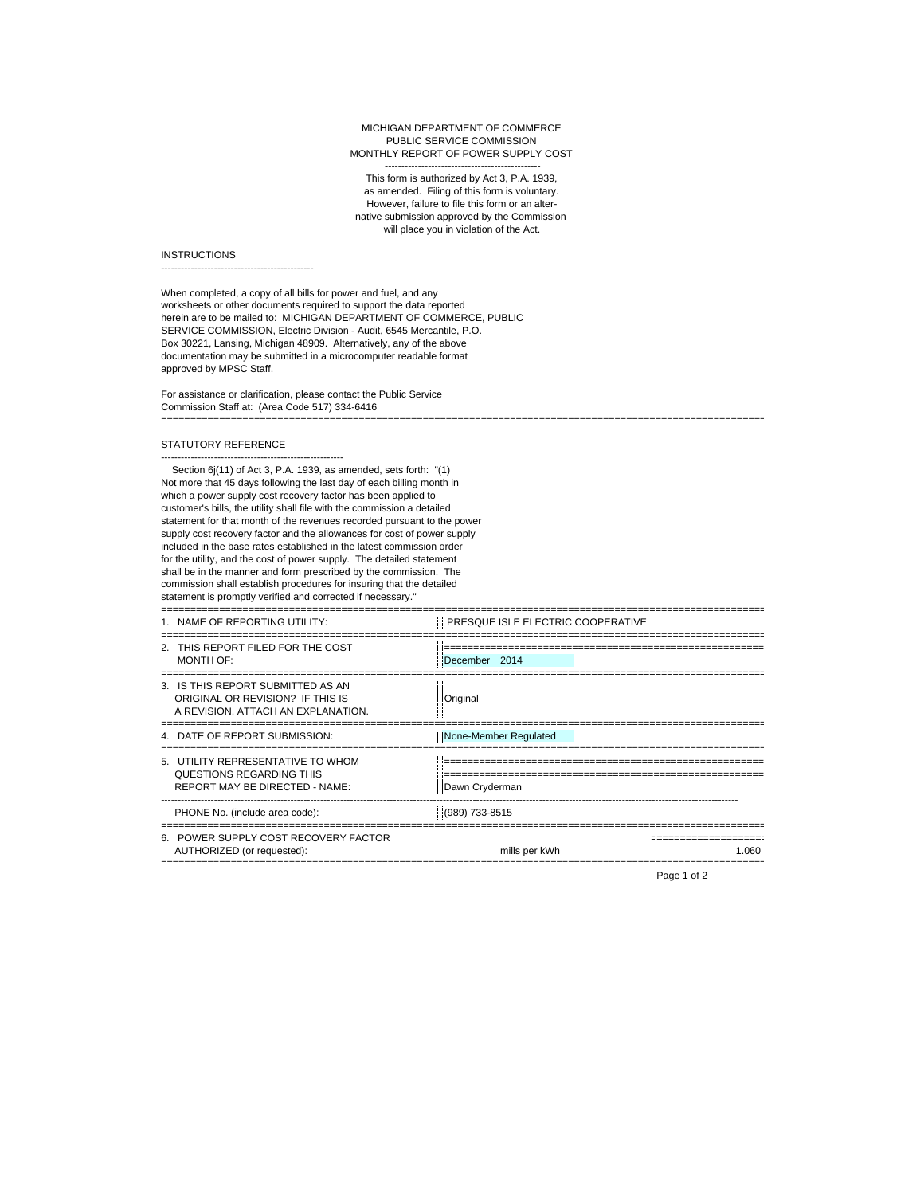MICHIGAN DEPARTMENT OF COMMERCE
PUBLIC SERVICE COMMISSION
MONTHLY REPORT OF POWER SUPPLY COST

This form is authorized by Act 3, P.A. 1939, as amended. Filing of this form is voluntary. However, failure to file this form or an alternative submission approved by the Commission will place you in violation of the Act.

## INSTRUCTIONS

When completed, a copy of all bills for power and fuel, and any worksheets or other documents required to support the data reported herein are to be mailed to: MICHIGAN DEPARTMENT OF COMMERCE, PUBLIC SERVICE COMMISSION, Electric Division - Audit, 6545 Mercantile, P.O. Box 30221, Lansing, Michigan 48909. Alternatively, any of the above documentation may be submitted in a microcomputer readable format approved by MPSC Staff.

For assistance or clarification, please contact the Public Service Commission Staff at: (Area Code 517) 334-6416

## STATUTORY REFERENCE

Section 6j(11) of Act 3, P.A. 1939, as amended, sets forth: "(1) Not more that 45 days following the last day of each billing month in which a power supply cost recovery factor has been applied to customer's bills, the utility shall file with the commission a detailed statement for that month of the revenues recorded pursuant to the power supply cost recovery factor and the allowances for cost of power supply included in the base rates established in the latest commission order for the utility, and the cost of power supply. The detailed statement shall be in the manner and form prescribed by the commission. The commission shall establish procedures for insuring that the detailed statement is promptly verified and corrected if necessary."

| | | |
|---|---|---|
| 1. NAME OF REPORTING UTILITY: | PRESQUE ISLE ELECTRIC COOPERATIVE | |
| 2. THIS REPORT FILED FOR THE COST MONTH OF: | December 2014 | |
| 3. IS THIS REPORT SUBMITTED AS AN ORIGINAL OR REVISION? IF THIS IS A REVISION, ATTACH AN EXPLANATION. | Original | |
| 4. DATE OF REPORT SUBMISSION: | None-Member Regulated | |
| 5. UTILITY REPRESENTATIVE TO WHOM QUESTIONS REGARDING THIS REPORT MAY BE DIRECTED - NAME: | Dawn Cryderman | |
| PHONE No. (include area code): | (989) 733-8515 | |
| 6. POWER SUPPLY COST RECOVERY FACTOR AUTHORIZED (or requested): | mills per kWh | 1.060 |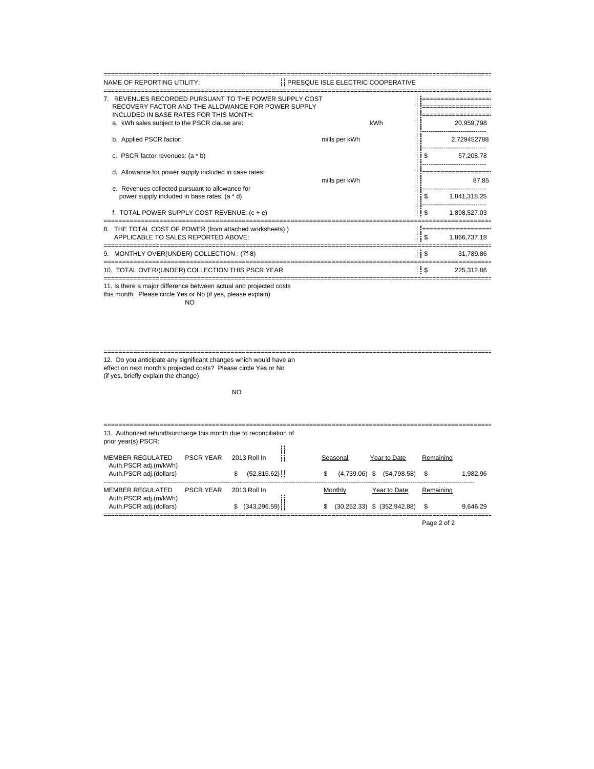| NAME OF REPORTING UTILITY: | PRESQUE ISLE ELECTRIC COOPERATIVE | | |
|---|---|---|---|
| 7. REVENUES RECORDED PURSUANT TO THE POWER SUPPLY COST RECOVERY FACTOR AND THE ALLOWANCE FOR POWER SUPPLY INCLUDED IN BASE RATES FOR THIS MONTH: | | | |
| a. kWh sales subject to the PSCR clause are: | kWh | | 20,959,798 |
| b. Applied PSCR factor: | mills per kWh | | 2.729452788 |
| c. PSCR factor revenues: (a * b) | | $ | 57,208.78 |
| d. Allowance for power supply included in case rates: | mills per kWh | | 87.85 |
| e. Revenues collected pursuant to allowance for power supply included in base rates: (a * d) | | $ | 1,841,318.25 |
| f. TOTAL POWER SUPPLY COST REVENUE: (c + e) | | $ | 1,898,527.03 |
| 8. THE TOTAL COST OF POWER (from attached worksheets) ) APPLICABLE TO SALES REPORTED ABOVE: | | $ | 1,866,737.18 |
| 9. MONTHLY OVER(UNDER) COLLECTION : (7f-8) | | $ | 31,789.86 |
| 10. TOTAL OVER/(UNDER) COLLECTION THIS PSCR YEAR | | $ | 225,312.86 |

11. Is there a major difference between actual and projected costs this month: Please circle Yes or No (if yes, please explain)

NO

12. Do you anticipate any significant changes which would have an effect on next month's projected costs? Please circle Yes or No (if yes, briefly explain the change)

NO

13. Authorized refund/surcharge this month due to reconciliation of prior year(s) PSCR:

| MEMBER REGULATED | PSCR YEAR | 2013 Roll In | Seasonal | Year to Date | Remaining |
|---|---|---|---|---|---|
| Auth.PSCR adj.(m/kWh) | | | | | |
| Auth.PSCR adj.(dollars) | | $ (52,815.62) | $ (4,739.06) | $ (54,798.58) | $ 1,982.96 |

| MEMBER REGULATED | PSCR YEAR | 2013 Roll In | Monthly | Year to Date | Remaining |
|---|---|---|---|---|---|
| Auth.PSCR adj.(m/kWh) | | | | | |
| Auth.PSCR adj.(dollars) | | $ (343,296.59) | $ (30,252.33) | $ (352,942.88) | $ 9,646.29 |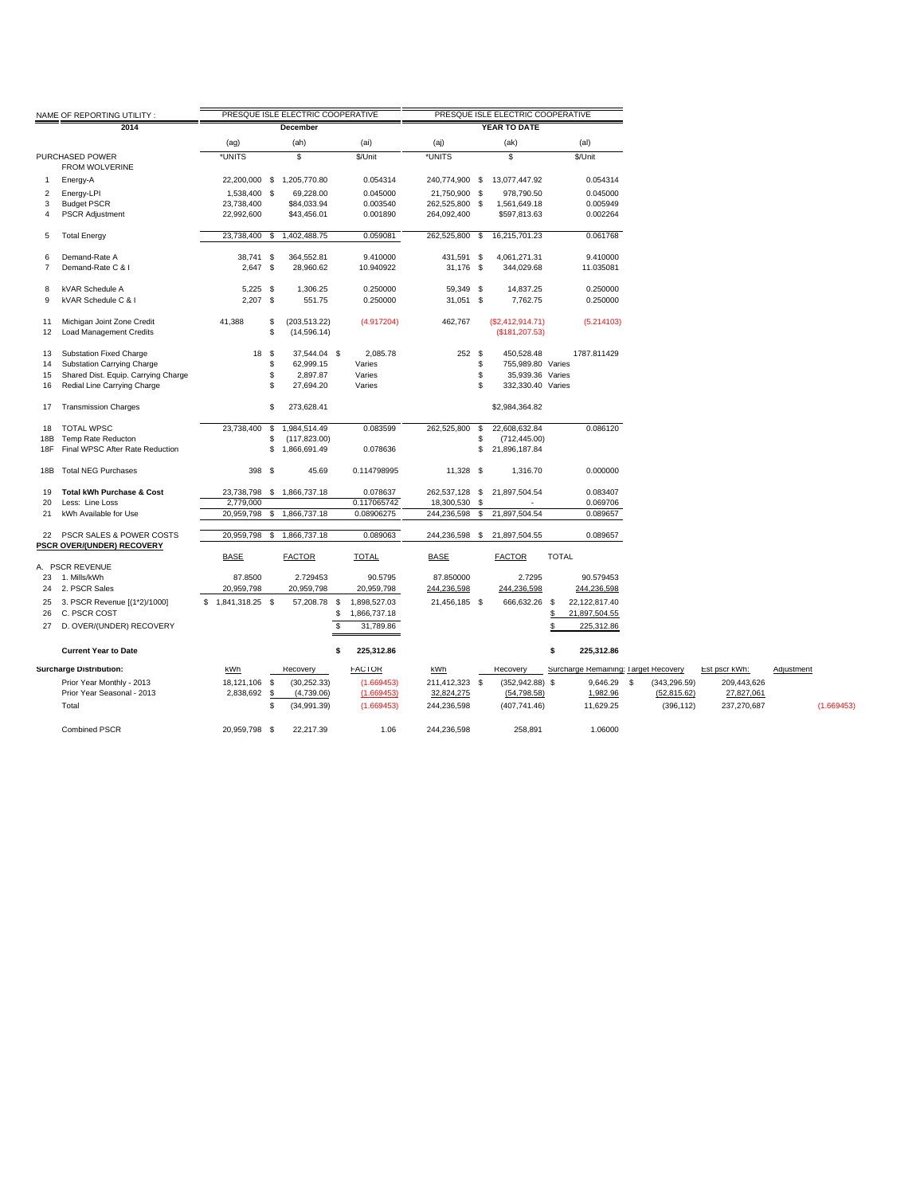| NAME OF REPORTING UTILITY : | | PRESQUE ISLE ELECTRIC COOPERATIVE | | | PRESQUE ISLE ELECTRIC COOPERATIVE | | |
|---|---|---|---|---|---|---|---|
| | 2014 | December | | | YEAR TO DATE | | |
| | | (ag) | (ah) | (ai) | (aj) | (ak) | (al) |
| | PURCHASED POWER FROM WOLVERINE | *UNITS | $ | $/Unit | *UNITS | $ | $/Unit |
| 1 | Energy-A | 22,200,000 | $ 1,205,770.80 | 0.054314 | 240,774,900 | $ 13,077,447.92 | 0.054314 |
| 2 | Energy-LPI | 1,538,400 | $ 69,228.00 | 0.045000 | 21,750,900 | $ 978,790.50 | 0.045000 |
| 3 | Budget PSCR | 23,738,400 | $84,033.94 | 0.003540 | 262,525,800 | $ 1,561,649.18 | 0.005949 |
| 4 | PSCR Adjustment | 22,992,600 | $43,456.01 | 0.001890 | 264,092,400 | $597,813.63 | 0.002264 |
| 5 | Total Energy | 23,738,400 | $ 1,402,488.75 | 0.059081 | 262,525,800 | $ 16,215,701.23 | 0.061768 |
| 6 | Demand-Rate A | 38,741 | $ 364,552.81 | 9.410000 | 431,591 | $ 4,061,271.31 | 9.410000 |
| 7 | Demand-Rate C & I | 2,647 | $ 28,960.62 | 10.940922 | 31,176 | $ 344,029.68 | 11.035081 |
| 8 | kVAR Schedule A | 5,225 | $ 1,306.25 | 0.250000 | 59,349 | $ 14,837.25 | 0.250000 |
| 9 | kVAR Schedule C & I | 2,207 | $ 551.75 | 0.250000 | 31,051 | $ 7,762.75 | 0.250000 |
| 11 | Michigan Joint Zone Credit | 41,388 | $ (203,513.22) | (4.917204) | 462,767 | ($2,412,914.71) | (5.214103) |
| 12 | Load Management Credits | | $ (14,596.14) | | | ($181,207.53) | |
| 13 | Substation Fixed Charge | 18 | $ 37,544.04 | $ 2,085.78 | 252 | $ 450,528.48 | 1787.811429 |
| 14 | Substation Carrying Charge | | $ 62,999.15 | Varies | | $ 755,989.80 | Varies |
| 15 | Shared Dist. Equip. Carrying Charge | | $ 2,897.87 | Varies | | $ 35,939.36 | Varies |
| 16 | Redial Line Carrying Charge | | $ 27,694.20 | Varies | | $ 332,330.40 | Varies |
| 17 | Transmission Charges | | $ 273,628.41 | | | $2,984,364.82 | |
| 18 | TOTAL WPSC | 23,738,400 | $ 1,984,514.49 | 0.083599 | 262,525,800 | $ 22,608,632.84 | 0.086120 |
| 18B | Temp Rate Reducton | | $ (117,823.00) | | | $ (712,445.00) | |
| 18F | Final WPSC After Rate Reduction | | $ 1,866,691.49 | 0.078636 | | $ 21,896,187.84 | |
| 18B | Total NEG Purchases | 398 | $ 45.69 | 0.114798995 | 11,328 | $ 1,316.70 | 0.000000 |
| 19 | **Total kWh Purchase & Cost** | 23,738,798 | $ 1,866,737.18 | 0.078637 | 262,537,128 | $ 21,897,504.54 | 0.083407 |
| 20 | Less: Line Loss | 2,779,000 | | 0.117065742 | 18,300,530 | $ - | 0.069706 |
| 21 | kWh Available for Use | 20,959,798 | $ 1,866,737.18 | 0.08906275 | 244,236,598 | $ 21,897,504.54 | 0.089657 |
| 22 | PSCR SALES & POWER COSTS | 20,959,798 | $ 1,866,737.18 | 0.089063 | 244,236,598 | $ 21,897,504.55 | 0.089657 |

**PSCR OVER/(UNDER) RECOVERY**

| | | BASE | FACTOR | TOTAL | BASE | FACTOR | TOTAL |
|---|---|---|---|---|---|---|---|
| A. | PSCR REVENUE | | | | | | |
| 23 | 1. Mills/kWh | 87.8500 | 2.729453 | 90.5795 | 87.850000 | 2.7295 | 90.579453 |
| 24 | 2. PSCR Sales | 20,959,798 | 20,959,798 | 20,959,798 | 244,236,598 | 244,236,598 | 244,236,598 |
| 25 | 3. PSCR Revenue [(1*2)/1000] | $ 1,841,318.25 | $ 57,208.78 | $ 1,898,527.03 | 21,456,185 | $ 666,632.26 | $ 22,122,817.40 |
| 26 | C. PSCR COST | | | $ 1,866,737.18 | | | $ 21,897,504.55 |
| 27 | D. OVER/(UNDER) RECOVERY | | | $ 31,789.86 | | | $ 225,312.86 |
| | **Current Year to Date** | | | **$ 225,312.86** | | | **$ 225,312.86** |

| Surcharge Distribution: | kWh | Recovery | FACTOR | kWh | Recovery | Surcharge Remaining | Target Recovery | Est pscr kWh: | Adjustment |
|---|---|---|---|---|---|---|---|---|---|
| Prior Year Monthly - 2013 | 18,121,106 | $ (30,252.33) | (1.669453) | 211,412,323 | $ (352,942.88) | $ 9,646.29 | $ (343,296.59) | 209,443,626 | |
| Prior Year Seasonal - 2013 | 2,838,692 | $ (4,739.06) | (1.669453) | 32,824,275 | (54,798.58) | 1,982.96 | (52,815.62) | 27,827,061 | |
| Total | | $ (34,991.39) | (1.669453) | 244,236,598 | (407,741.46) | 11,629.25 | (396,112) | 237,270,687 | (1.669453) |
| Combined PSCR | 20,959,798 | $ 22,217.39 | 1.06 | 244,236,598 | 258,891 | 1.06000 | | | |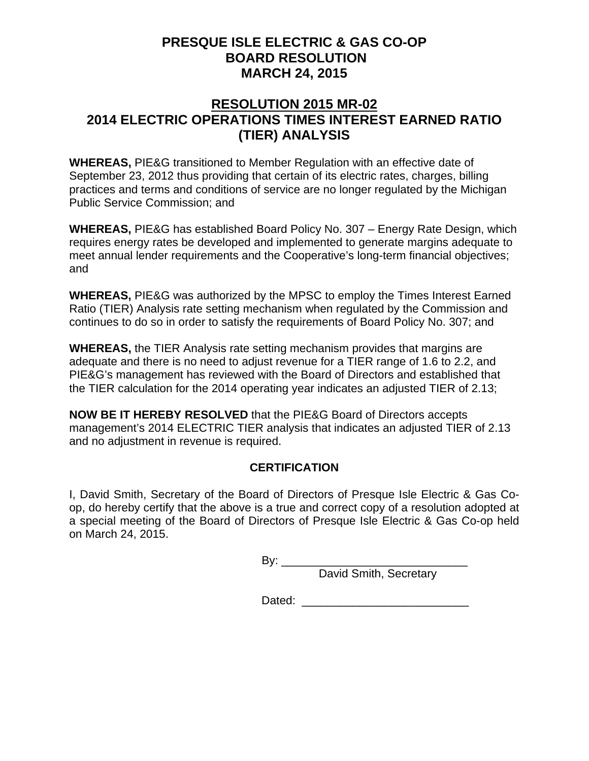# PRESQUE ISLE ELECTRIC & GAS CO-OP
# BOARD RESOLUTION
# MARCH 24, 2015

## RESOLUTION 2015 MR-02
## 2014 ELECTRIC OPERATIONS TIMES INTEREST EARNED RATIO (TIER) ANALYSIS

**WHEREAS,** PIE&G transitioned to Member Regulation with an effective date of September 23, 2012 thus providing that certain of its electric rates, charges, billing practices and terms and conditions of service are no longer regulated by the Michigan Public Service Commission; and

**WHEREAS,** PIE&G has established Board Policy No. 307 – Energy Rate Design, which requires energy rates be developed and implemented to generate margins adequate to meet annual lender requirements and the Cooperative's long-term financial objectives; and

**WHEREAS,** PIE&G was authorized by the MPSC to employ the Times Interest Earned Ratio (TIER) Analysis rate setting mechanism when regulated by the Commission and continues to do so in order to satisfy the requirements of Board Policy No. 307; and

**WHEREAS,** the TIER Analysis rate setting mechanism provides that margins are adequate and there is no need to adjust revenue for a TIER range of 1.6 to 2.2, and PIE&G's management has reviewed with the Board of Directors and established that the TIER calculation for the 2014 operating year indicates an adjusted TIER of 2.13;

**NOW BE IT HEREBY RESOLVED** that the PIE&G Board of Directors accepts management's 2014 ELECTRIC TIER analysis that indicates an adjusted TIER of 2.13 and no adjustment in revenue is required.

**CERTIFICATION**

I, David Smith, Secretary of the Board of Directors of Presque Isle Electric & Gas Co-op, do hereby certify that the above is a true and correct copy of a resolution adopted at a special meeting of the Board of Directors of Presque Isle Electric & Gas Co-op held on March 24, 2015.

By: ______________________________
David Smith, Secretary

Dated: __________________________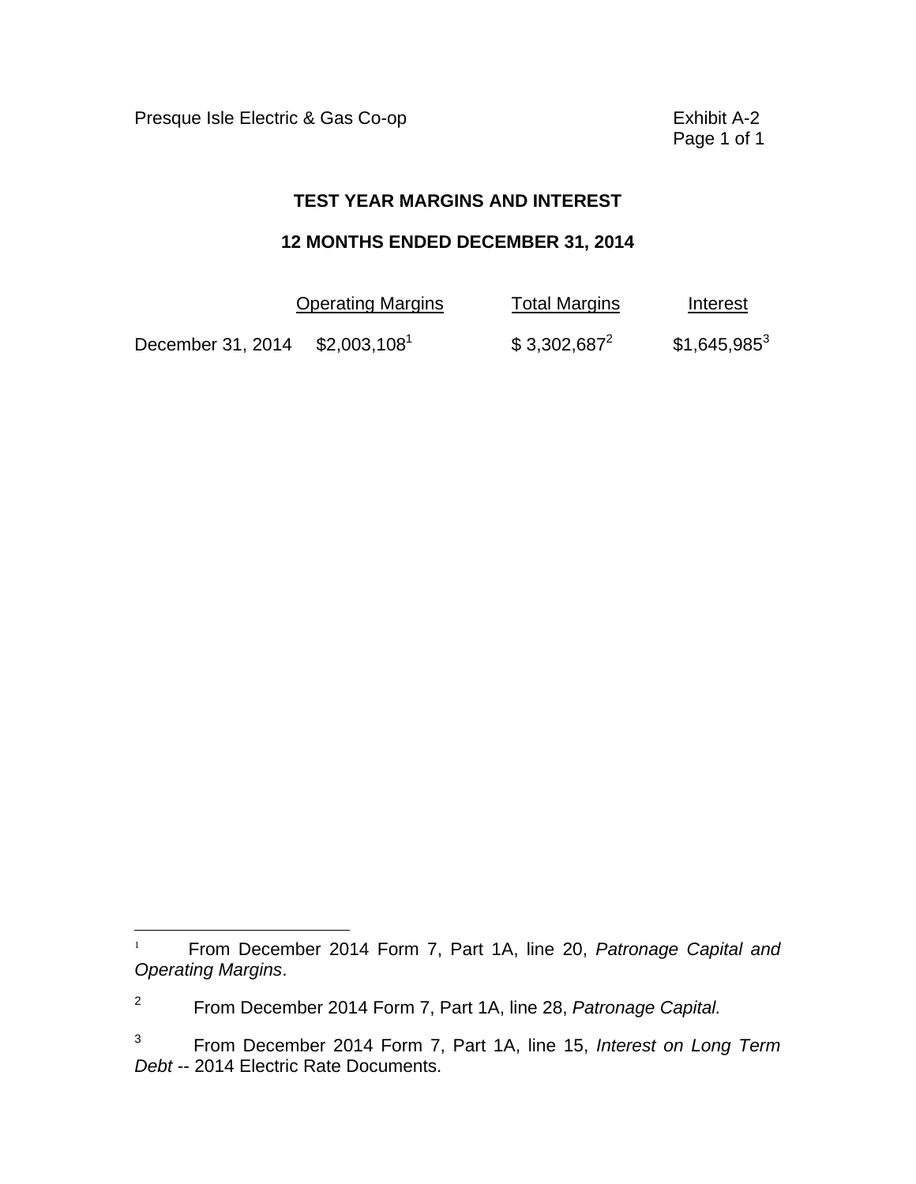Presque Isle Electric & Gas Co-op

Exhibit A-2
Page 1 of 1

## TEST YEAR MARGINS AND INTEREST

## 12 MONTHS ENDED DECEMBER 31, 2014

| | Operating Margins | Total Margins | Interest |
|---|---|---|---|
| December 31, 2014 | $2,003,108[1] | $ 3,302,687[2] | $1,645,985[3] |

---

[1] From December 2014 Form 7, Part 1A, line 20, *Patronage Capital and Operating Margins*.

[2] From December 2014 Form 7, Part 1A, line 28, *Patronage Capital.*

[3] From December 2014 Form 7, Part 1A, line 15, *Interest on Long Term Debt* -- 2014 Electric Rate Documents.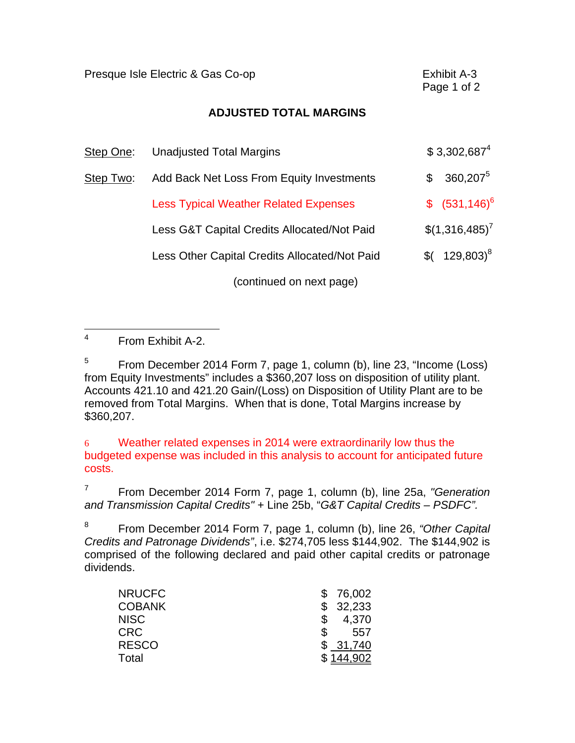Presque Isle Electric & Gas Co-op

Exhibit A-3
Page 1 of 2

## ADJUSTED TOTAL MARGINS

| | | |
|---|---|---|
| Step One: | Unadjusted Total Margins | $ 3,302,687[4] |
| Step Two: | Add Back Net Loss From Equity Investments | $ 360,207[5] |
| | Less Typical Weather Related Expenses | $ (531,146)[6] |
| | Less G&T Capital Credits Allocated/Not Paid | $(1,316,485)[7] |
| | Less Other Capital Credits Allocated/Not Paid | $( 129,803)[8] |

(continued on next page)

---

[4] From Exhibit A-2.

[5] From December 2014 Form 7, page 1, column (b), line 23, "Income (Loss) from Equity Investments" includes a $360,207 loss on disposition of utility plant. Accounts 421.10 and 421.20 Gain/(Loss) on Disposition of Utility Plant are to be removed from Total Margins. When that is done, Total Margins increase by $360,207.

[6] Weather related expenses in 2014 were extraordinarily low thus the budgeted expense was included in this analysis to account for anticipated future costs.

[7] From December 2014 Form 7, page 1, column (b), line 25a, *"Generation and Transmission Capital Credits"* + Line 25b, "*G&T Capital Credits – PSDFC"*.

[8] From December 2014 Form 7, page 1, column (b), line 26, *"Other Capital Credits and Patronage Dividends"*, i.e. $274,705 less $144,902. The $144,902 is comprised of the following declared and paid other capital credits or patronage dividends.

| | |
|---|---|
| NRUCFC | $ 76,002 |
| COBANK | $ 32,233 |
| NISC | $ 4,370 |
| CRC | $ 557 |
| RESCO | $ 31,740 |
| Total | $ 144,902 |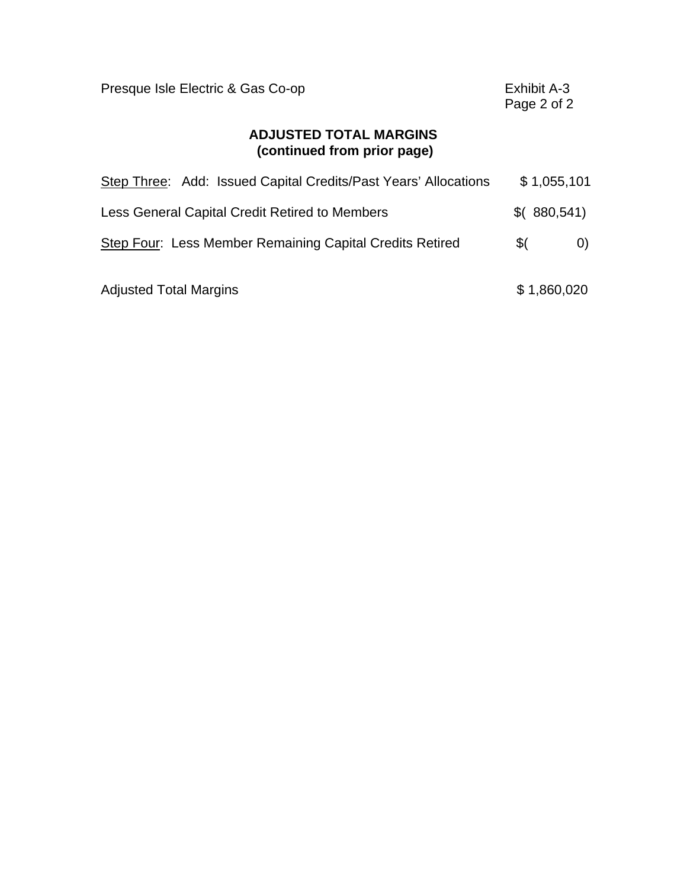Presque Isle Electric & Gas Co-op

Exhibit A-3

## ADJUSTED TOTAL MARGINS
**(continued from prior page)**

| | |
|---|---|
| Step Three: Add: Issued Capital Credits/Past Years' Allocations | $ 1,055,101 |
| Less General Capital Credit Retired to Members | $( 880,541) |
| Step Four: Less Member Remaining Capital Credits Retired | $( 0) |
| Adjusted Total Margins | $ 1,860,020 |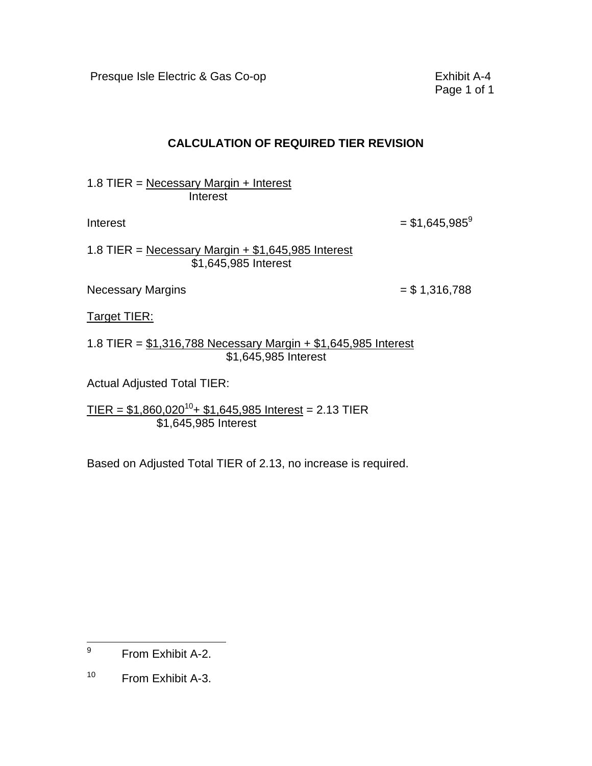Presque Isle Electric & Gas Co-op

Exhibit A-4

## CALCULATION OF REQUIRED TIER REVISION

$$1.8 \text{ TIER} = \frac{\text{Necessary Margin} + \text{Interest}}{\text{Interest}}$$

Interest = $1,645,985[9]

$$1.8 \text{ TIER} = \frac{\text{Necessary Margin} + \$1{,}645{,}985 \text{ Interest}}{\$1{,}645{,}985 \text{ Interest}}$$

Necessary Margins = $ 1,316,788

Target TIER:

$$1.8 \text{ TIER} = \frac{\$1{,}316{,}788 \text{ Necessary Margin} + \$1{,}645{,}985 \text{ Interest}}{\$1{,}645{,}985 \text{ Interest}}$$

Actual Adjusted Total TIER:

$$\text{TIER} = \frac{\$1{,}860{,}020^{[10]} + \$1{,}645{,}985 \text{ Interest}}{\$1{,}645{,}985 \text{ Interest}} = 2.13 \text{ TIER}$$

Based on Adjusted Total TIER of 2.13, no increase is required.

---

[9] From Exhibit A-2.

[10] From Exhibit A-3.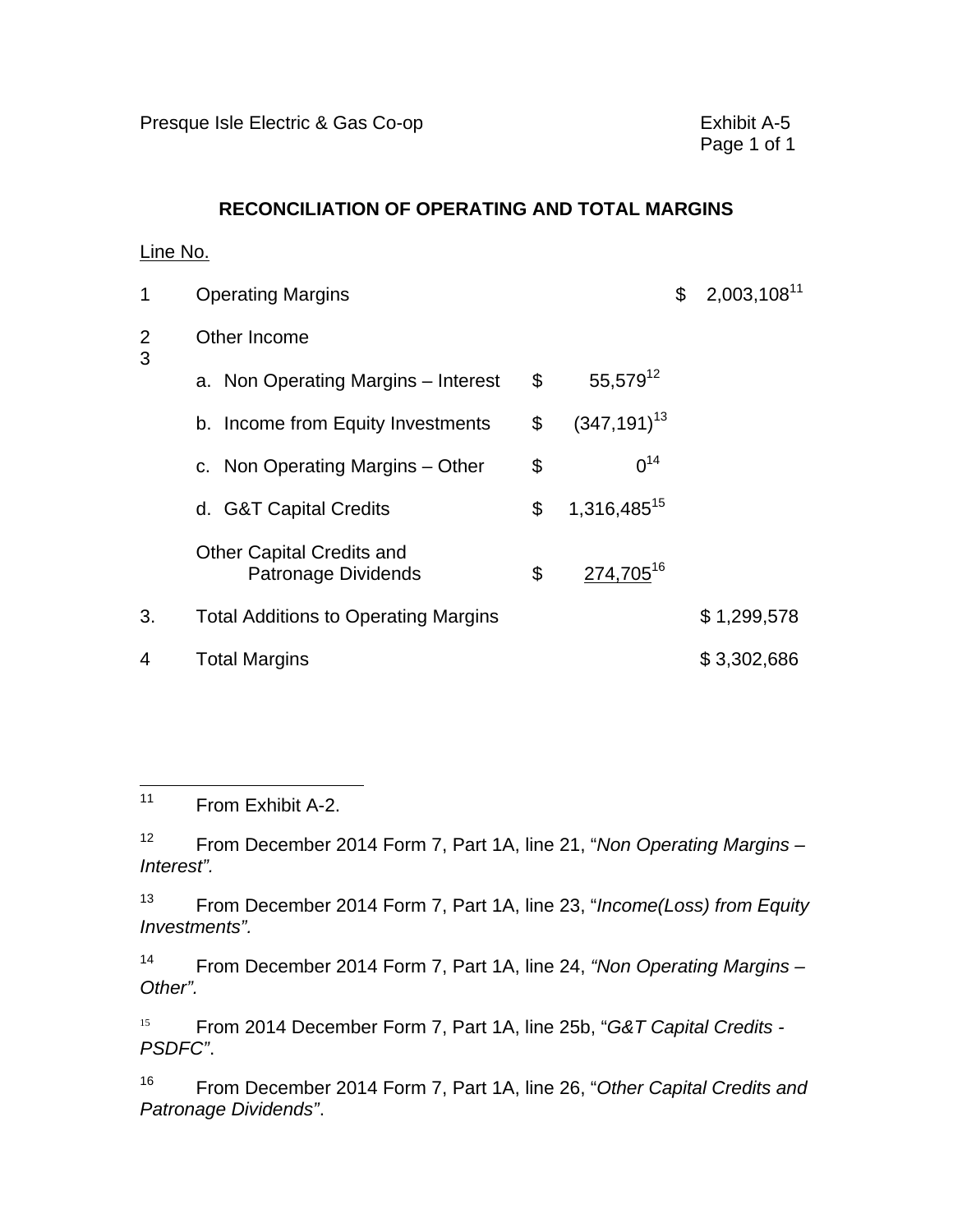Presque Isle Electric & Gas Co-op

Exhibit A-5

## RECONCILIATION OF OPERATING AND TOTAL MARGINS

| Line No. | | | |
|---|---|---|---|
| 1 | Operating Margins | | $ 2,003,108[11] |
| 2 | Other Income | | |
| 3 | a. Non Operating Margins – Interest | $ 55,579[12] | |
| | b. Income from Equity Investments | $ (347,191)[13] | |
| | c. Non Operating Margins – Other | $ 0[14] | |
| | d. G&T Capital Credits | $ 1,316,485[15] | |
| | Other Capital Credits and Patronage Dividends | $ 274,705[16] | |
| 3. | Total Additions to Operating Margins | | $ 1,299,578 |
| 4 | Total Margins | | $ 3,302,686 |

---

[11] From Exhibit A-2.

[12] From December 2014 Form 7, Part 1A, line 21, "*Non Operating Margins – Interest".*

[13] From December 2014 Form 7, Part 1A, line 23, "*Income(Loss) from Equity Investments".*

[14] From December 2014 Form 7, Part 1A, line 24, *"Non Operating Margins – Other".*

[15] From 2014 December Form 7, Part 1A, line 25b, "*G&T Capital Credits - PSDFC"*.

[16] From December 2014 Form 7, Part 1A, line 26, "*Other Capital Credits and Patronage Dividends"*.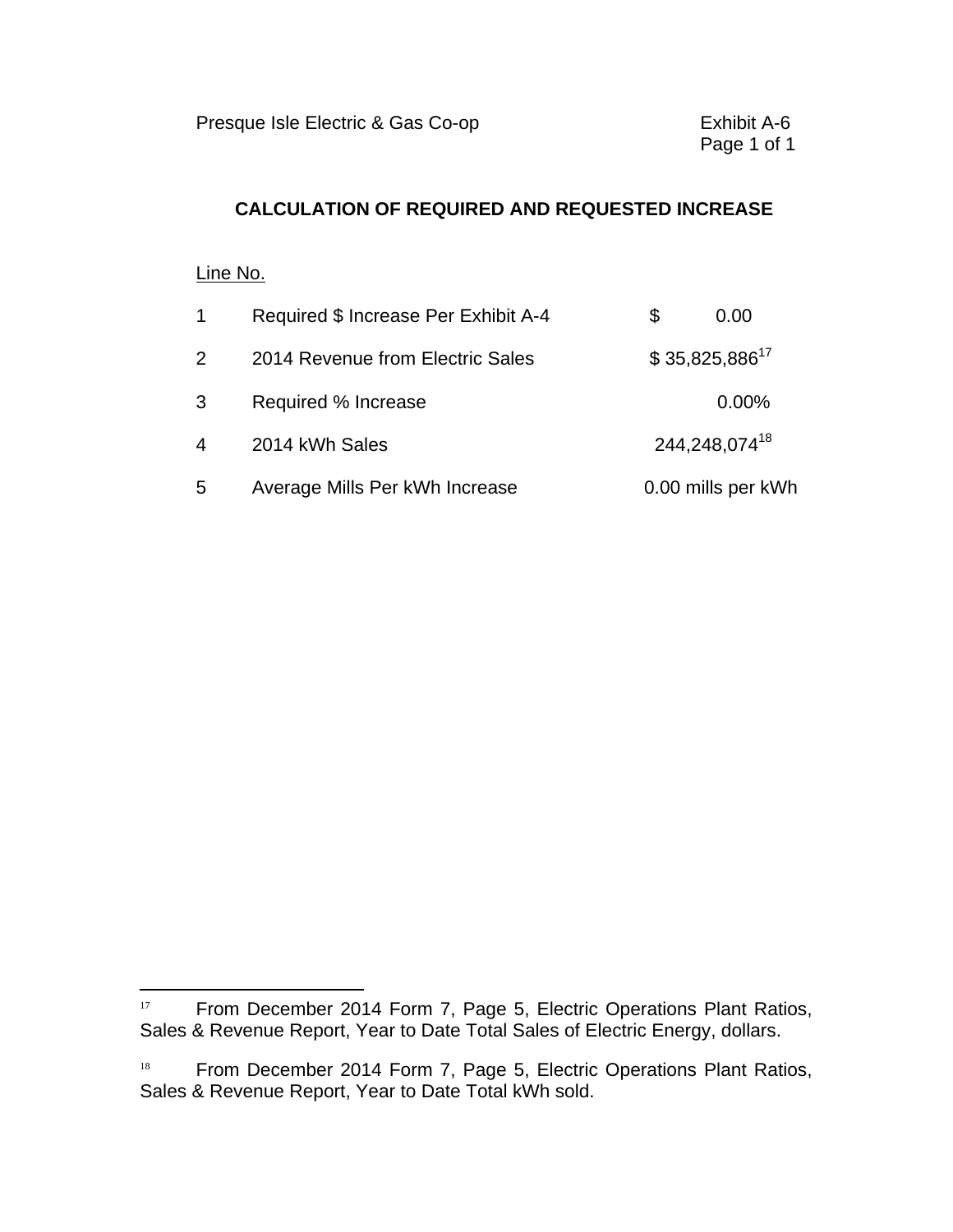Presque Isle Electric & Gas Co-op

Exhibit A-6

## CALCULATION OF REQUIRED AND REQUESTED INCREASE

| Line No. | | |
|---|---|---|
| 1 | Required $ Increase Per Exhibit A-4 | $ 0.00 |
| 2 | 2014 Revenue from Electric Sales | $ 35,825,886[17] |
| 3 | Required % Increase | 0.00% |
| 4 | 2014 kWh Sales | 244,248,074[18] |
| 5 | Average Mills Per kWh Increase | 0.00 mills per kWh |

---

[17] From December 2014 Form 7, Page 5, Electric Operations Plant Ratios, Sales & Revenue Report, Year to Date Total Sales of Electric Energy, dollars.

[18] From December 2014 Form 7, Page 5, Electric Operations Plant Ratios, Sales & Revenue Report, Year to Date Total kWh sold.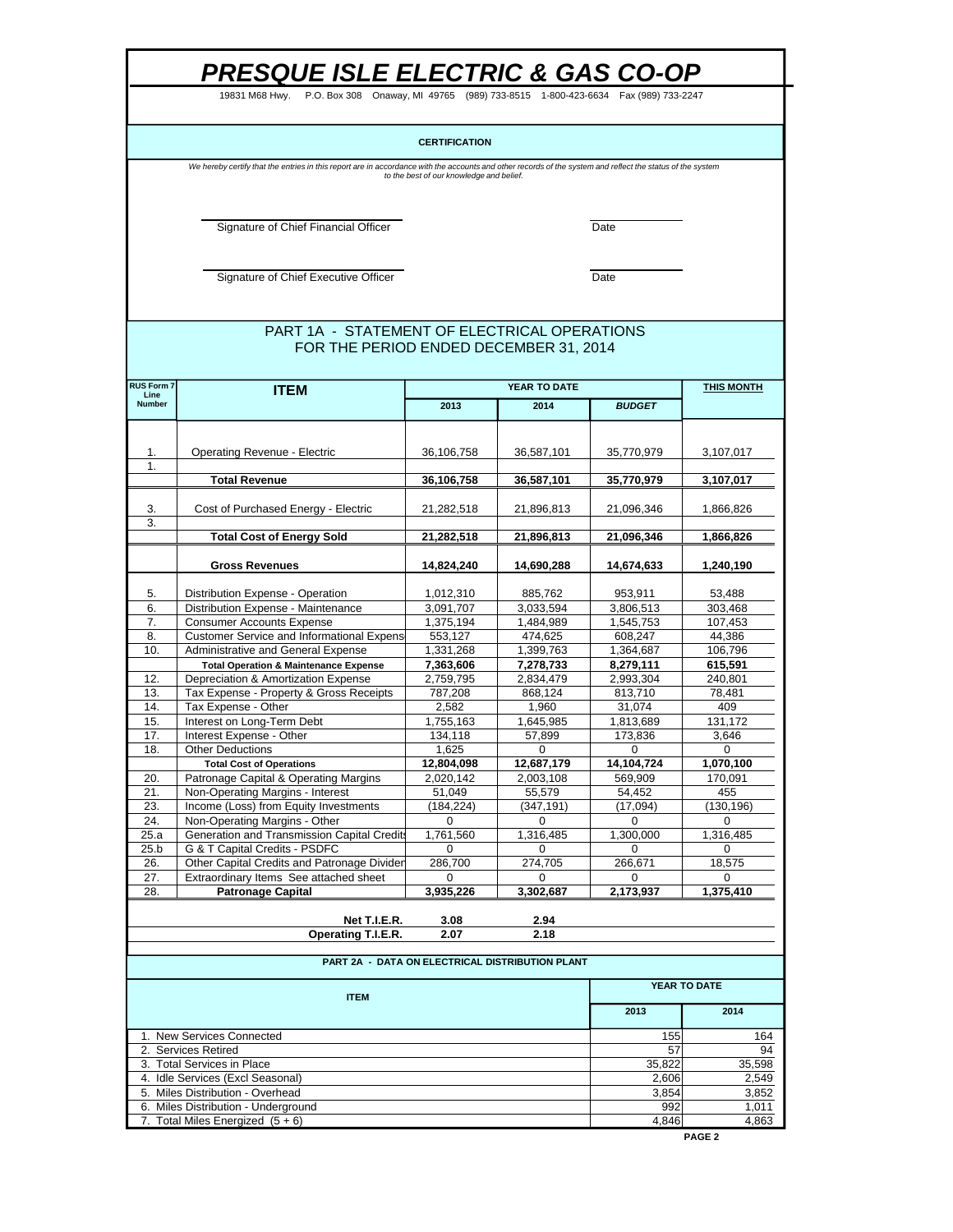# PRESQUE ISLE ELECTRIC & GAS CO-OP

19831 M68 Hwy. P.O. Box 308 Onaway, MI 49765 (989) 733-8515 1-800-423-6634 Fax (989) 733-2247

## CERTIFICATION

*We hereby certify that the entries in this report are in accordance with the accounts and other records of the system and reflect the status of the system to the best of our knowledge and belief.*

Signature of Chief Financial Officer ____________ Date ____________

Signature of Chief Executive Officer ____________ Date ____________

## PART 1A - STATEMENT OF ELECTRICAL OPERATIONS
## FOR THE PERIOD ENDED DECEMBER 31, 2014

| RUS Form 7 Line Number | ITEM | YEAR TO DATE | | | THIS MONTH |
|---|---|---|---|---|---|
| | | 2013 | 2014 | *BUDGET* | |
| 1. | Operating Revenue - Electric | 36,106,758 | 36,587,101 | 35,770,979 | 3,107,017 |
| 1. | | | | | |
| | **Total Revenue** | **36,106,758** | **36,587,101** | **35,770,979** | **3,107,017** |
| 3. | Cost of Purchased Energy - Electric | 21,282,518 | 21,896,813 | 21,096,346 | 1,866,826 |
| 3. | | | | | |
| | **Total Cost of Energy Sold** | **21,282,518** | **21,896,813** | **21,096,346** | **1,866,826** |
| | **Gross Revenues** | **14,824,240** | **14,690,288** | **14,674,633** | **1,240,190** |
| 5. | Distribution Expense - Operation | 1,012,310 | 885,762 | 953,911 | 53,488 |
| 6. | Distribution Expense - Maintenance | 3,091,707 | 3,033,594 | 3,806,513 | 303,468 |
| 7. | Consumer Accounts Expense | 1,375,194 | 1,484,989 | 1,545,753 | 107,453 |
| 8. | Customer Service and Informational Expens | 553,127 | 474,625 | 608,247 | 44,386 |
| 10. | Administrative and General Expense | 1,331,268 | 1,399,763 | 1,364,687 | 106,796 |
| | **Total Operation & Maintenance Expense** | **7,363,606** | **7,278,733** | **8,279,111** | **615,591** |
| 12. | Depreciation & Amortization Expense | 2,759,795 | 2,834,479 | 2,993,304 | 240,801 |
| 13. | Tax Expense - Property & Gross Receipts | 787,208 | 868,124 | 813,710 | 78,481 |
| 14. | Tax Expense - Other | 2,582 | 1,960 | 31,074 | 409 |
| 15. | Interest on Long-Term Debt | 1,755,163 | 1,645,985 | 1,813,689 | 131,172 |
| 17. | Interest Expense - Other | 134,118 | 57,899 | 173,836 | 3,646 |
| 18. | Other Deductions | 1,625 | 0 | 0 | 0 |
| | **Total Cost of Operations** | **12,804,098** | **12,687,179** | **14,104,724** | **1,070,100** |
| 20. | Patronage Capital & Operating Margins | 2,020,142 | 2,003,108 | 569,909 | 170,091 |
| 21. | Non-Operating Margins - Interest | 51,049 | 55,579 | 54,452 | 455 |
| 23. | Income (Loss) from Equity Investments | (184,224) | (347,191) | (17,094) | (130,196) |
| 24. | Non-Operating Margins - Other | 0 | 0 | 0 | 0 |
| 25.a | Generation and Transmission Capital Credits | 1,761,560 | 1,316,485 | 1,300,000 | 1,316,485 |
| 25.b | G & T Capital Credits - PSDFC | 0 | 0 | 0 | 0 |
| 26. | Other Capital Credits and Patronage Divider | 286,700 | 274,705 | 266,671 | 18,575 |
| 27. | Extraordinary Items See attached sheet | 0 | 0 | 0 | 0 |
| 28. | **Patronage Capital** | **3,935,226** | **3,302,687** | **2,173,937** | **1,375,410** |
| | **Net T.I.E.R.** | **3.08** | **2.94** | | |
| | **Operating T.I.E.R.** | **2.07** | **2.18** | | |

## PART 2A - DATA ON ELECTRICAL DISTRIBUTION PLANT

| ITEM | YEAR TO DATE | |
|---|---|---|
| | 2013 | 2014 |
| 1. New Services Connected | 155 | 164 |
| 2. Services Retired | 57 | 94 |
| 3. Total Services in Place | 35,822 | 35,598 |
| 4. Idle Services (Excl Seasonal) | 2,606 | 2,549 |
| 5. Miles Distribution - Overhead | 3,854 | 3,852 |
| 6. Miles Distribution - Underground | 992 | 1,011 |
| 7. Total Miles Energized (5 + 6) | 4,846 | 4,863 |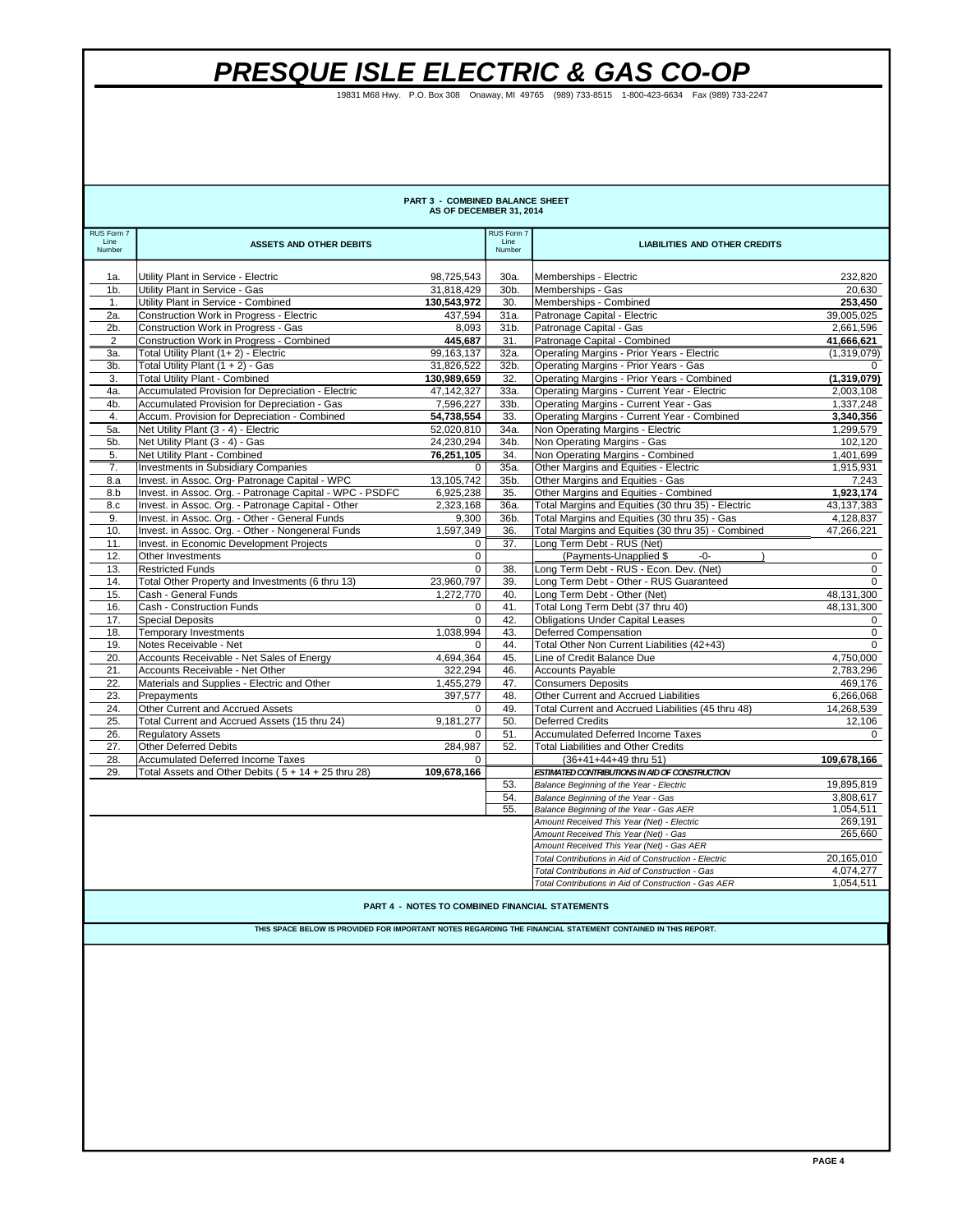# PRESQUE ISLE ELECTRIC & GAS CO-OP

19831 M68 Hwy. P.O. Box 308 Onaway, MI 49765 (989) 733-8515 1-800-423-6634 Fax (989) 733-2247

## PART 3 - COMBINED BALANCE SHEET
### AS OF DECEMBER 31, 2014

| RUS Form 7 Line Number | ASSETS AND OTHER DEBITS | | RUS Form 7 Line Number | LIABILITIES AND OTHER CREDITS | |
|---|---|---|---|---|---|
| 1a. | Utility Plant in Service - Electric | 98,725,543 | 30a. | Memberships - Electric | 232,820 |
| 1b. | Utility Plant in Service - Gas | 31,818,429 | 30b. | Memberships - Gas | 20,630 |
| 1. | Utility Plant in Service - Combined | **130,543,972** | 30. | Memberships - Combined | **253,450** |
| 2a. | Construction Work in Progress - Electric | 437,594 | 31a. | Patronage Capital - Electric | 39,005,025 |
| 2b. | Construction Work in Progress - Gas | 8,093 | 31b. | Patronage Capital - Gas | 2,661,596 |
| 2 | Construction Work in Progress - Combined | **445,687** | 31. | Patronage Capital - Combined | **41,666,621** |
| 3a. | Total Utility Plant (1+ 2) - Electric | 99,163,137 | 32a. | Operating Margins - Prior Years - Electric | (1,319,079) |
| 3b. | Total Utility Plant (1 + 2) - Gas | 31,826,522 | 32b. | Operating Margins - Prior Years - Gas | 0 |
| 3. | Total Utility Plant - Combined | **130,989,659** | 32. | Operating Margins - Prior Years - Combined | **(1,319,079)** |
| 4a. | Accumulated Provision for Depreciation - Electric | 47,142,327 | 33a. | Operating Margins - Current Year - Electric | 2,003,108 |
| 4b. | Accumulated Provision for Depreciation - Gas | 7,596,227 | 33b. | Operating Margins - Current Year - Gas | 1,337,248 |
| 4. | Accum. Provision for Depreciation - Combined | **54,738,554** | 33. | Operating Margins - Current Year - Combined | **3,340,356** |
| 5a. | Net Utility Plant (3 - 4) - Electric | 52,020,810 | 34a. | Non Operating Margins - Electric | 1,299,579 |
| 5b. | Net Utility Plant (3 - 4) - Gas | 24,230,294 | 34b. | Non Operating Margins - Gas | 102,120 |
| 5. | Net Utility Plant - Combined | **76,251,105** | 34. | Non Operating Margins - Combined | 1,401,699 |
| 7. | Investments in Subsidiary Companies | 0 | 35a. | Other Margins and Equities - Electric | 1,915,931 |
| 8.a | Invest. in Assoc. Org- Patronage Capital - WPC | 13,105,742 | 35b. | Other Margins and Equities - Gas | 7,243 |
| 8.b | Invest. in Assoc. Org. - Patronage Capital - WPC - PSDFC | 6,925,238 | 35. | Other Margins and Equities - Combined | **1,923,174** |
| 8.c | Invest. in Assoc. Org. - Patronage Capital - Other | 2,323,168 | 36a. | Total Margins and Equities (30 thru 35) - Electric | 43,137,383 |
| 9. | Invest. in Assoc. Org. - Other - General Funds | 9,300 | 36b. | Total Margins and Equities (30 thru 35) - Gas | 4,128,837 |
| 10. | Invest. in Assoc. Org. - Other - Nongeneral Funds | 1,597,349 | 36. | Total Margins and Equities (30 thru 35) - Combined | 47,266,221 |
| 11. | Invest. in Economic Development Projects | 0 | 37. | Long Term Debt - RUS (Net) | |
| 12. | Other Investments | 0 | | (Payments-Unapplied $ -0- ) | 0 |
| 13. | Restricted Funds | 0 | 38. | Long Term Debt - RUS - Econ. Dev. (Net) | 0 |
| 14. | Total Other Property and Investments (6 thru 13) | 23,960,797 | 39. | Long Term Debt - Other - RUS Guaranteed | 0 |
| 15. | Cash - General Funds | 1,272,770 | 40. | Long Term Debt - Other (Net) | 48,131,300 |
| 16. | Cash - Construction Funds | 0 | 41. | Total Long Term Debt (37 thru 40) | 48,131,300 |
| 17. | Special Deposits | 0 | 42. | Obligations Under Capital Leases | 0 |
| 18. | Temporary Investments | 1,038,994 | 43. | Deferred Compensation | 0 |
| 19. | Notes Receivable - Net | 0 | 44. | Total Other Non Current Liabilities (42+43) | 0 |
| 20. | Accounts Receivable - Net Sales of Energy | 4,694,364 | 45. | Line of Credit Balance Due | 4,750,000 |
| 21. | Accounts Receivable - Net Other | 322,294 | 46. | Accounts Payable | 2,783,296 |
| 22. | Materials and Supplies - Electric and Other | 1,455,279 | 47. | Consumers Deposits | 469,176 |
| 23. | Prepayments | 397,577 | 48. | Other Current and Accrued Liabilities | 6,266,068 |
| 24. | Other Current and Accrued Assets | 0 | 49. | Total Current and Accrued Liabilities (45 thru 48) | 14,268,539 |
| 25. | Total Current and Accrued Assets (15 thru 24) | 9,181,277 | 50. | Deferred Credits | 12,106 |
| 26. | Regulatory Assets | 0 | 51. | Accumulated Deferred Income Taxes | 0 |
| 27. | Other Deferred Debits | 284,987 | 52. | Total Liabilities and Other Credits | |
| 28. | Accumulated Deferred Income Taxes | 0 | | (36+41+44+49 thru 51) | **109,678,166** |
| 29. | Total Assets and Other Debits ( 5 + 14 + 25 thru 28) | **109,678,166** | | ***ESTIMATED CONTRIBUTIONS IN AID OF CONSTRUCTION*** | |
| | | | 53. | *Balance Beginning of the Year - Electric* | 19,895,819 |
| | | | 54. | *Balance Beginning of the Year - Gas* | 3,808,617 |
| | | | 55. | *Balance Beginning of the Year - Gas AER* | 1,054,511 |
| | | | | *Amount Received This Year (Net) - Electric* | 269,191 |
| | | | | *Amount Received This Year (Net) - Gas* | 265,660 |
| | | | | *Amount Received This Year (Net) - Gas AER* | |
| | | | | *Total Contributions in Aid of Construction - Electric* | 20,165,010 |
| | | | | *Total Contributions in Aid of Construction - Gas* | 4,074,277 |
| | | | | *Total Contributions in Aid of Construction - Gas AER* | 1,054,511 |

## PART 4 - NOTES TO COMBINED FINANCIAL STATEMENTS

THIS SPACE BELOW IS PROVIDED FOR IMPORTANT NOTES REGARDING THE FINANCIAL STATEMENT CONTAINED IN THIS REPORT.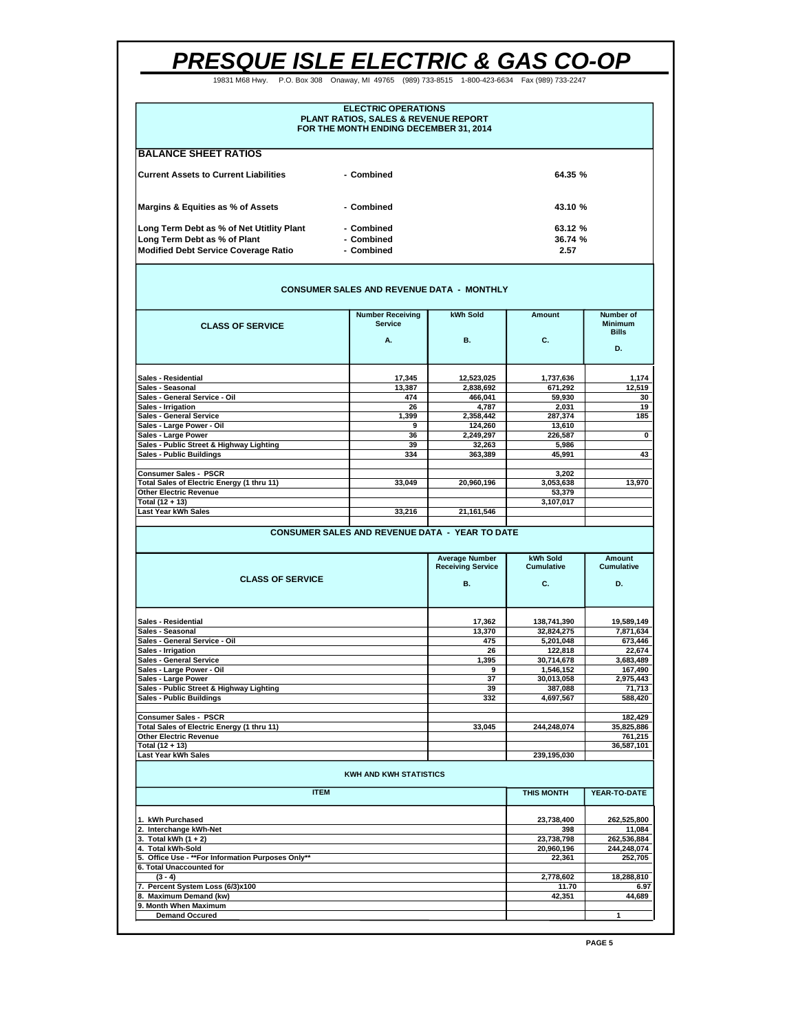# PRESQUE ISLE ELECTRIC & GAS CO-OP

19831 M68 Hwy. P.O. Box 308 Onaway, MI 49765 (989) 733-8515 1-800-423-6634 Fax (989) 733-2247

**ELECTRIC OPERATIONS**
**PLANT RATIOS, SALES & REVENUE REPORT**
**FOR THE MONTH ENDING DECEMBER 31, 2014**

## BALANCE SHEET RATIOS

| | | |
|---|---|---|
| **Current Assets to Current Liabilities** | - Combined | 64.35 % |
| **Margins & Equities as % of Assets** | - Combined | 43.10 % |
| **Long Term Debt as % of Net Utitlity Plant** | - Combined | 63.12 % |
| **Long Term Debt as % of Plant** | - Combined | 36.74 % |
| **Modified Debt Service Coverage Ratio** | - Combined | 2.57 |

## CONSUMER SALES AND REVENUE DATA - MONTHLY

| CLASS OF SERVICE | Number Receiving Service A. | kWh Sold B. | Amount C. | Number of Minimum Bills D. |
|---|---|---|---|---|
| Sales - Residential | 17,345 | 12,523,025 | 1,737,636 | 1,174 |
| Sales - Seasonal | 13,387 | 2,838,692 | 671,292 | 12,519 |
| Sales - General Service - Oil | 474 | 466,041 | 59,930 | 30 |
| Sales - Irrigation | 26 | 4,787 | 2,031 | 19 |
| Sales - General Service | 1,399 | 2,358,442 | 287,374 | 185 |
| Sales - Large Power - Oil | 9 | 124,260 | 13,610 | |
| Sales - Large Power | 36 | 2,249,297 | 226,587 | 0 |
| Sales - Public Street & Highway Lighting | 39 | 32,263 | 5,986 | |
| Sales - Public Buildings | 334 | 363,389 | 45,991 | 43 |
| Consumer Sales - PSCR | | | 3,202 | |
| Total Sales of Electric Energy (1 thru 11) | 33,049 | 20,960,196 | 3,053,638 | 13,970 |
| Other Electric Revenue | | | 53,379 | |
| Total (12 + 13) | | | 3,107,017 | |
| Last Year kWh Sales | 33,216 | 21,161,546 | | |

## CONSUMER SALES AND REVENUE DATA - YEAR TO DATE

| CLASS OF SERVICE | Average Number Receiving Service B. | kWh Sold Cumulative C. | Amount Cumulative D. |
|---|---|---|---|
| Sales - Residential | 17,362 | 138,741,390 | 19,589,149 |
| Sales - Seasonal | 13,370 | 32,824,275 | 7,871,634 |
| Sales - General Service - Oil | 475 | 5,201,048 | 673,446 |
| Sales - Irrigation | 26 | 122,818 | 22,674 |
| Sales - General Service | 1,395 | 30,714,678 | 3,683,489 |
| Sales - Large Power - Oil | 9 | 1,546,152 | 167,490 |
| Sales - Large Power | 37 | 30,013,058 | 2,975,443 |
| Sales - Public Street & Highway Lighting | 39 | 387,088 | 71,713 |
| Sales - Public Buildings | 332 | 4,697,567 | 588,420 |
| Consumer Sales - PSCR | | | 182,429 |
| Total Sales of Electric Energy (1 thru 11) | 33,045 | 244,248,074 | 35,825,886 |
| Other Electric Revenue | | | 761,215 |
| Total (12 + 13) | | | 36,587,101 |
| Last Year kWh Sales | | 239,195,030 | |

## KWH AND KWH STATISTICS

| ITEM | THIS MONTH | YEAR-TO-DATE |
|---|---|---|
| 1. kWh Purchased | 23,738,400 | 262,525,800 |
| 2. Interchange kWh-Net | 398 | 11,084 |
| 3. Total kWh (1 + 2) | 23,738,798 | 262,536,884 |
| 4. Total kWh-Sold | 20,960,196 | 244,248,074 |
| 5. Office Use - **For Information Purposes Only** | 22,361 | 252,705 |
| 6. Total Unaccounted for (3 - 4) | 2,778,602 | 18,288,810 |
| 7. Percent System Loss (6/3)x100 | 11.70 | 6.97 |
| 8. Maximum Demand (kw) | 42,351 | 44,689 |
| 9. Month When Maximum Demand Occured | | 1 |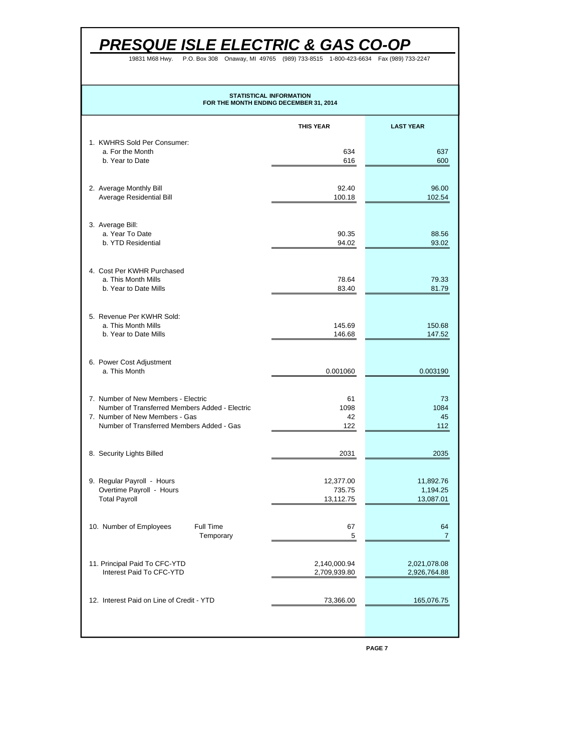# *PRESQUE ISLE ELECTRIC & GAS CO-OP*

19831 M68 Hwy. P.O. Box 308 Onaway, MI 49765 (989) 733-8515 1-800-423-6634 Fax (989) 733-2247

**STATISTICAL INFORMATION**
**FOR THE MONTH ENDING DECEMBER 31, 2014**

| | | **THIS YEAR** | **LAST YEAR** |
|---|---|---|---|
| 1. KWHRS Sold Per Consumer: | | | |
| a. For the Month | | 634 | 637 |
| b. Year to Date | | 616 | 600 |
| 2. Average Monthly Bill | | 92.40 | 96.00 |
| Average Residential Bill | | 100.18 | 102.54 |
| 3. Average Bill: | | | |
| a. Year To Date | | 90.35 | 88.56 |
| b. YTD Residential | | 94.02 | 93.02 |
| 4. Cost Per KWHR Purchased | | | |
| a. This Month Mills | | 78.64 | 79.33 |
| b. Year to Date Mills | | 83.40 | 81.79 |
| 5. Revenue Per KWHR Sold: | | | |
| a. This Month Mills | | 145.69 | 150.68 |
| b. Year to Date Mills | | 146.68 | 147.52 |
| 6. Power Cost Adjustment | | | |
| a. This Month | | 0.001060 | 0.003190 |
| 7. Number of New Members - Electric | | 61 | 73 |
| Number of Transferred Members Added - Electric | | 1098 | 1084 |
| 7. Number of New Members - Gas | | 42 | 45 |
| Number of Transferred Members Added - Gas | | 122 | 112 |
| 8. Security Lights Billed | | 2031 | 2035 |
| 9. Regular Payroll - Hours | | 12,377.00 | 11,892.76 |
| Overtime Payroll - Hours | | 735.75 | 1,194.25 |
| Total Payroll | | 13,112.75 | 13,087.01 |
| 10. Number of Employees | Full Time | 67 | 64 |
| | Temporary | 5 | 7 |
| 11. Principal Paid To CFC-YTD | | 2,140,000.94 | 2,021,078.08 |
| Interest Paid To CFC-YTD | | 2,709,939.80 | 2,926,764.88 |
| 12. Interest Paid on Line of Credit - YTD | | 73,366.00 | 165,076.75 |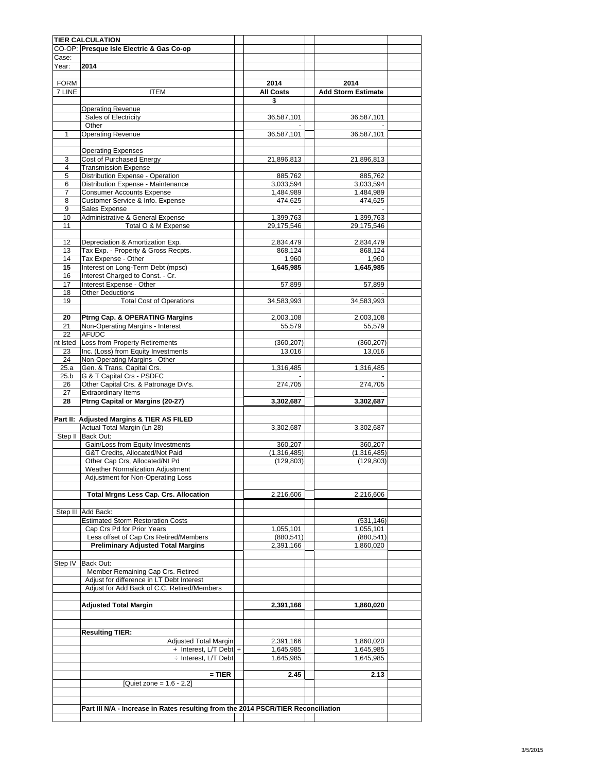| | **TIER CALCULATION** | | |
|---|---|---|---|
| CO-OP: | **Presque Isle Electric & Gas Co-op** | | |
| Case: | | | |
| Year: | **2014** | | |
| | | | |
| FORM 7 LINE | ITEM | **2014 All Costs** | **2014 Add Storm Estimate** |
| | | $ | |
| | Operating Revenue | | |
| | Sales of Electricity | 36,587,101 | 36,587,101 |
| | Other | - | - |
| 1 | Operating Revenue | 36,587,101 | 36,587,101 |
| | | | |
| | Operating Expenses | | |
| 3 | Cost of Purchased Energy | 21,896,813 | 21,896,813 |
| 4 | Transmission Expense | | |
| 5 | Distribution Expense - Operation | 885,762 | 885,762 |
| 6 | Distribution Expense - Maintenance | 3,033,594 | 3,033,594 |
| 7 | Consumer Accounts Expense | 1,484,989 | 1,484,989 |
| 8 | Customer Service & Info. Expense | 474,625 | 474,625 |
| 9 | Sales Expense | - | - |
| 10 | Administrative & General Expense | 1,399,763 | 1,399,763 |
| 11 | Total O & M Expense | 29,175,546 | 29,175,546 |
| | | | |
| 12 | Depreciation & Amortization Exp. | 2,834,479 | 2,834,479 |
| 13 | Tax Exp. - Property & Gross Recpts. | 868,124 | 868,124 |
| 14 | Tax Expense - Other | 1,960 | 1,960 |
| **15** | Interest on Long-Term Debt (mpsc) | **1,645,985** | **1,645,985** |
| 16 | Interest Charged to Const. - Cr. | | |
| 17 | Interest Expense - Other | 57,899 | 57,899 |
| 18 | Other Deductions | - | - |
| 19 | Total Cost of Operations | 34,583,993 | 34,583,993 |
| | | | |
| **20** | **Ptrng Cap. & OPERATING Margins** | 2,003,108 | 2,003,108 |
| 21 | Non-Operating Margins - Interest | 55,579 | 55,579 |
| 22 | AFUDC | | |
| nt lsted | Loss from Property Retirements | (360,207) | (360,207) |
| 23 | Inc. (Loss) from Equity Investments | 13,016 | 13,016 |
| 24 | Non-Operating Margins - Other | - | - |
| 25.a | Gen. & Trans. Capital Crs. | 1,316,485 | 1,316,485 |
| 25.b | G & T Capital Crs - PSDFC | - | - |
| 26 | Other Capital Crs. & Patronage Div's. | 274,705 | 274,705 |
| 27 | Extraordinary Items | - | - |
| **28** | **Ptrng Capital or Margins (20-27)** | **3,302,687** | **3,302,687** |
| | | | |
| | **Part II: Adjusted Margins & TIER AS FILED** | | |
| | Actual Total Margin (Ln 28) | 3,302,687 | 3,302,687 |
| Step II | Back Out: | | |
| | Gain/Loss from Equity Investments | 360,207 | 360,207 |
| | G&T Credits, Allocated/Not Paid | (1,316,485) | (1,316,485) |
| | Other Cap Crs, Allocated/Nt Pd | (129,803) | (129,803) |
| | Weather Normalization Adjustment | | |
| | Adjustment for Non-Operating Loss | | |
| | | | |
| | **Total Mrgns Less Cap. Crs. Allocation** | 2,216,606 | 2,216,606 |
| | | | |
| Step III | Add Back: | | |
| | Estimated Storm Restoration Costs | | (531,146) |
| | Cap Crs Pd for Prior Years | 1,055,101 | 1,055,101 |
| | Less offset of Cap Crs Retired/Members | (880,541) | (880,541) |
| | **Preliminary Adjusted Total Margins** | 2,391,166 | 1,860,020 |
| | | | |
| Step IV | Back Out: | | |
| | Member Remaining Cap Crs. Retired | | |
| | Adjust for difference in LT Debt Interest | | |
| | Adjust for Add Back of C.C. Retired/Members | | |
| | | | |
| | **Adjusted Total Margin** | **2,391,166** | **1,860,020** |
| | | | |
| | **Resulting TIER:** | | |
| | Adjusted Total Margin | 2,391,166 | 1,860,020 |
| | + Interest, L/T Debt + | 1,645,985 | 1,645,985 |
| | ÷ Interest, L/T Debt | 1,645,985 | 1,645,985 |
| | | | |
| | **= TIER** | **2.45** | **2.13** |
| | [Quiet zone = 1.6 - 2.2] | | |
| | | | |
| | **Part III N/A - Increase in Rates resulting from the 2014 PSCR/TIER Reconciliation** | | |

3/5/2015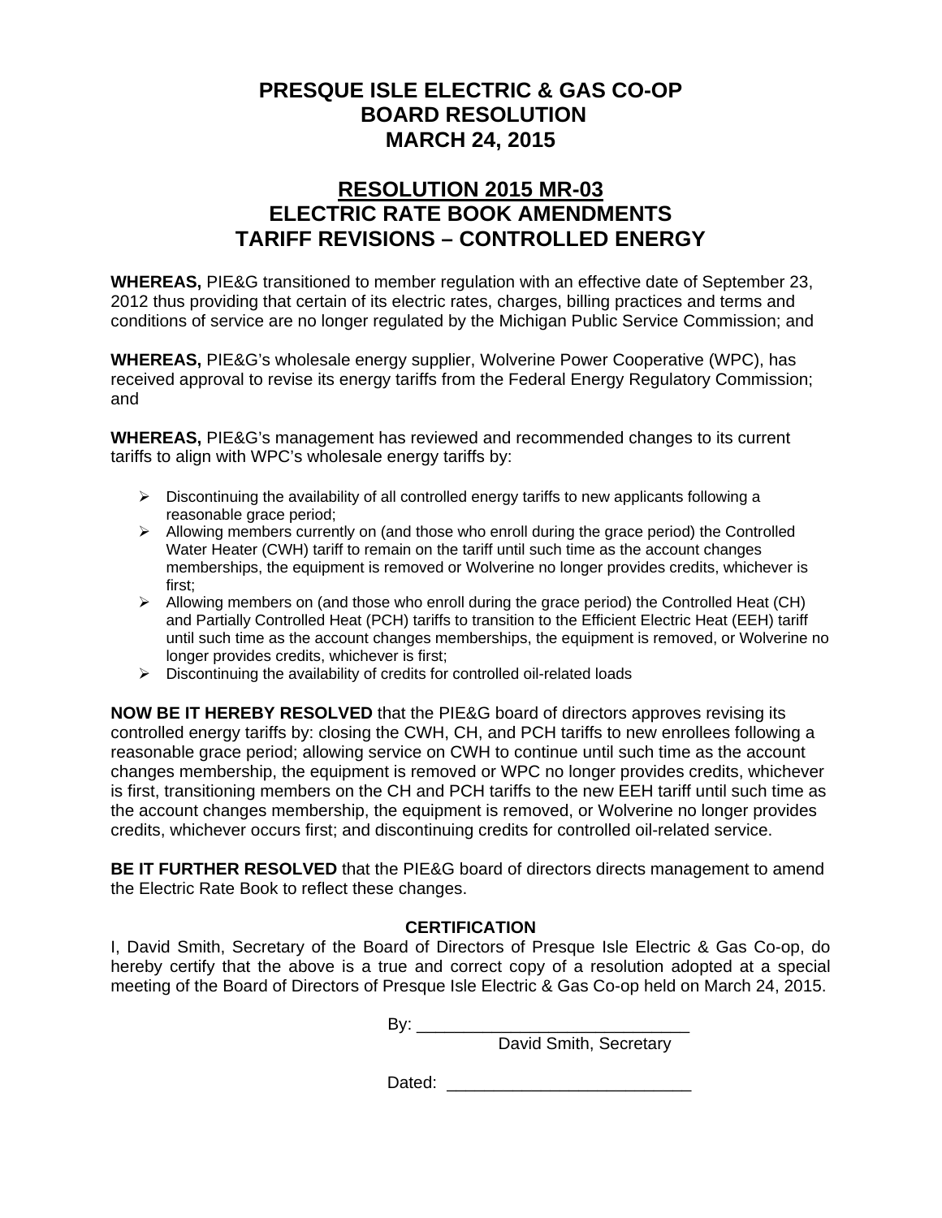# PRESQUE ISLE ELECTRIC & GAS CO-OP
# BOARD RESOLUTION
# MARCH 24, 2015

## RESOLUTION 2015 MR-03
## ELECTRIC RATE BOOK AMENDMENTS
## TARIFF REVISIONS – CONTROLLED ENERGY

**WHEREAS,** PIE&G transitioned to member regulation with an effective date of September 23, 2012 thus providing that certain of its electric rates, charges, billing practices and terms and conditions of service are no longer regulated by the Michigan Public Service Commission; and

**WHEREAS,** PIE&G's wholesale energy supplier, Wolverine Power Cooperative (WPC), has received approval to revise its energy tariffs from the Federal Energy Regulatory Commission; and

**WHEREAS,** PIE&G's management has reviewed and recommended changes to its current tariffs to align with WPC's wholesale energy tariffs by:

- Discontinuing the availability of all controlled energy tariffs to new applicants following a reasonable grace period;
- Allowing members currently on (and those who enroll during the grace period) the Controlled Water Heater (CWH) tariff to remain on the tariff until such time as the account changes memberships, the equipment is removed or Wolverine no longer provides credits, whichever is first;
- Allowing members on (and those who enroll during the grace period) the Controlled Heat (CH) and Partially Controlled Heat (PCH) tariffs to transition to the Efficient Electric Heat (EEH) tariff until such time as the account changes memberships, the equipment is removed, or Wolverine no longer provides credits, whichever is first;
- Discontinuing the availability of credits for controlled oil-related loads

**NOW BE IT HEREBY RESOLVED** that the PIE&G board of directors approves revising its controlled energy tariffs by: closing the CWH, CH, and PCH tariffs to new enrollees following a reasonable grace period; allowing service on CWH to continue until such time as the account changes membership, the equipment is removed or WPC no longer provides credits, whichever is first, transitioning members on the CH and PCH tariffs to the new EEH tariff until such time as the account changes membership, the equipment is removed, or Wolverine no longer provides credits, whichever occurs first; and discontinuing credits for controlled oil-related service.

**BE IT FURTHER RESOLVED** that the PIE&G board of directors directs management to amend the Electric Rate Book to reflect these changes.

**CERTIFICATION**

I, David Smith, Secretary of the Board of Directors of Presque Isle Electric & Gas Co-op, do hereby certify that the above is a true and correct copy of a resolution adopted at a special meeting of the Board of Directors of Presque Isle Electric & Gas Co-op held on March 24, 2015.

By: ____________________________
David Smith, Secretary

Dated: __________________________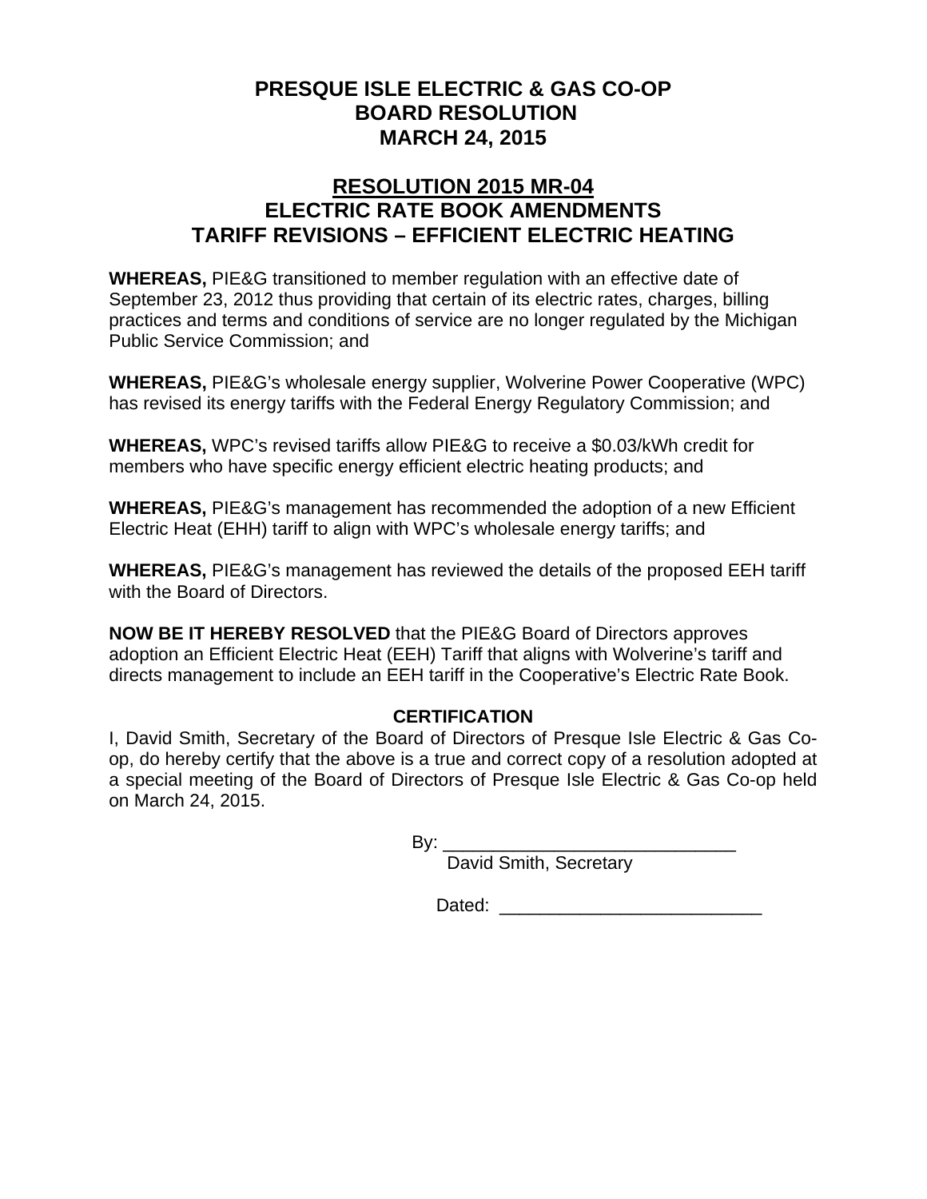# PRESQUE ISLE ELECTRIC & GAS CO-OP
# BOARD RESOLUTION
# MARCH 24, 2015

## RESOLUTION 2015 MR-04
## ELECTRIC RATE BOOK AMENDMENTS
## TARIFF REVISIONS – EFFICIENT ELECTRIC HEATING

**WHEREAS,** PIE&G transitioned to member regulation with an effective date of September 23, 2012 thus providing that certain of its electric rates, charges, billing practices and terms and conditions of service are no longer regulated by the Michigan Public Service Commission; and

**WHEREAS,** PIE&G's wholesale energy supplier, Wolverine Power Cooperative (WPC) has revised its energy tariffs with the Federal Energy Regulatory Commission; and

**WHEREAS,** WPC's revised tariffs allow PIE&G to receive a $0.03/kWh credit for members who have specific energy efficient electric heating products; and

**WHEREAS,** PIE&G's management has recommended the adoption of a new Efficient Electric Heat (EHH) tariff to align with WPC's wholesale energy tariffs; and

**WHEREAS,** PIE&G's management has reviewed the details of the proposed EEH tariff with the Board of Directors.

**NOW BE IT HEREBY RESOLVED** that the PIE&G Board of Directors approves adoption an Efficient Electric Heat (EEH) Tariff that aligns with Wolverine's tariff and directs management to include an EEH tariff in the Cooperative's Electric Rate Book.

**CERTIFICATION**

I, David Smith, Secretary of the Board of Directors of Presque Isle Electric & Gas Co-op, do hereby certify that the above is a true and correct copy of a resolution adopted at a special meeting of the Board of Directors of Presque Isle Electric & Gas Co-op held on March 24, 2015.

By: ______________________________
David Smith, Secretary

Dated: ___________________________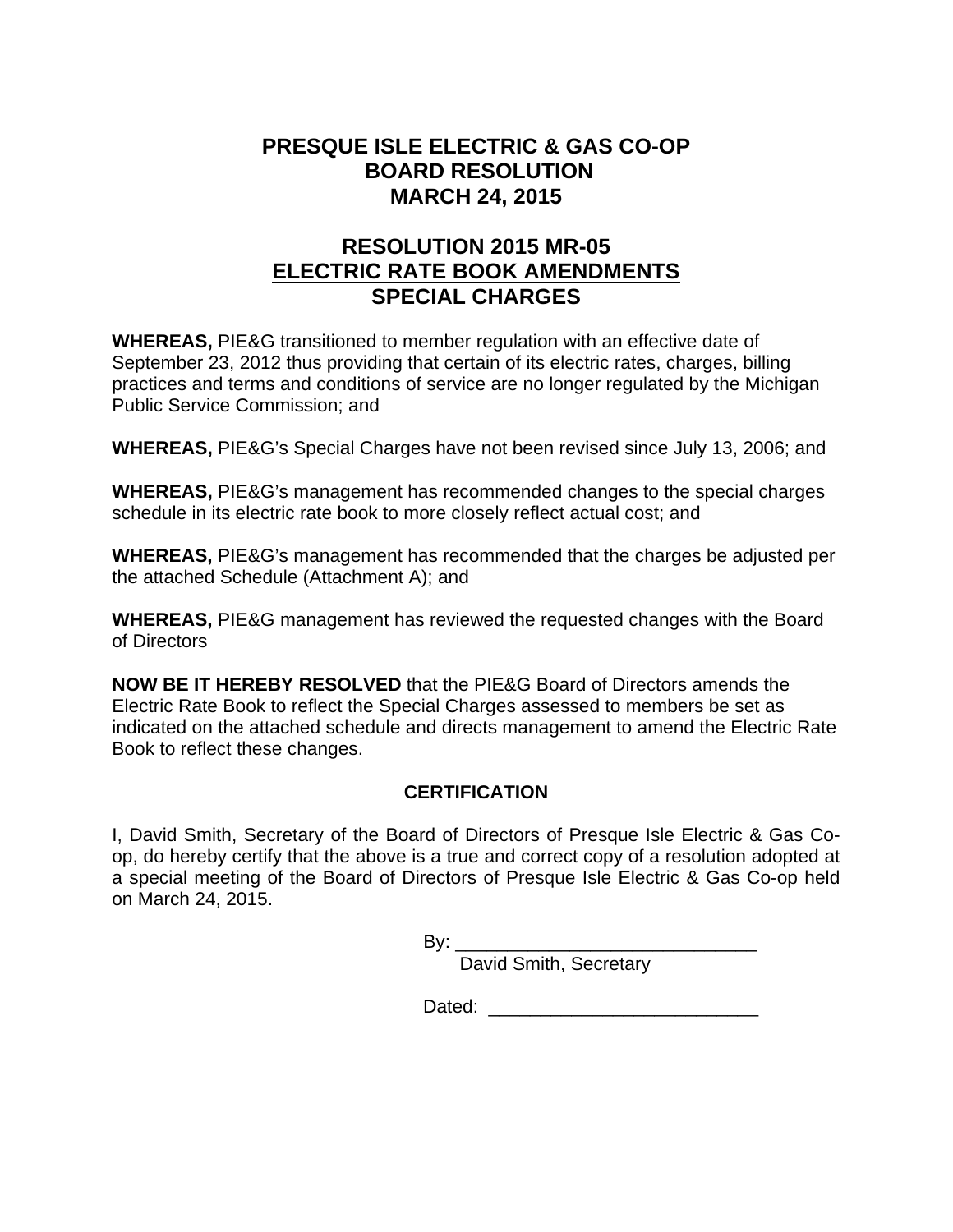# PRESQUE ISLE ELECTRIC & GAS CO-OP
# BOARD RESOLUTION
# MARCH 24, 2015

## RESOLUTION 2015 MR-05
## ELECTRIC RATE BOOK AMENDMENTS
## SPECIAL CHARGES

**WHEREAS,** PIE&G transitioned to member regulation with an effective date of September 23, 2012 thus providing that certain of its electric rates, charges, billing practices and terms and conditions of service are no longer regulated by the Michigan Public Service Commission; and

**WHEREAS,** PIE&G's Special Charges have not been revised since July 13, 2006; and

**WHEREAS,** PIE&G's management has recommended changes to the special charges schedule in its electric rate book to more closely reflect actual cost; and

**WHEREAS,** PIE&G's management has recommended that the charges be adjusted per the attached Schedule (Attachment A); and

**WHEREAS,** PIE&G management has reviewed the requested changes with the Board of Directors

**NOW BE IT HEREBY RESOLVED** that the PIE&G Board of Directors amends the Electric Rate Book to reflect the Special Charges assessed to members be set as indicated on the attached schedule and directs management to amend the Electric Rate Book to reflect these changes.

**CERTIFICATION**

I, David Smith, Secretary of the Board of Directors of Presque Isle Electric & Gas Co-op, do hereby certify that the above is a true and correct copy of a resolution adopted at a special meeting of the Board of Directors of Presque Isle Electric & Gas Co-op held on March 24, 2015.

By: ______________________________
David Smith, Secretary

Dated: ___________________________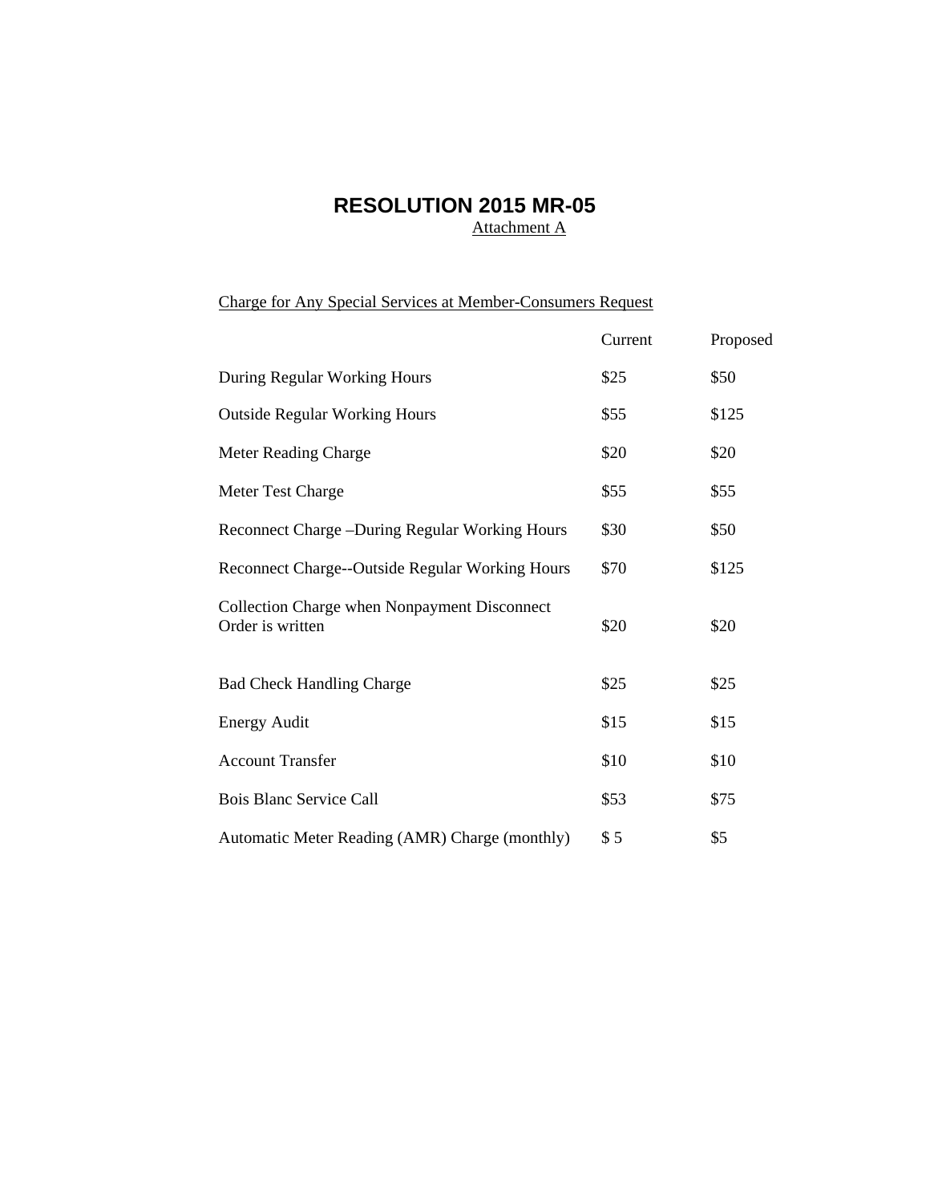# RESOLUTION 2015 MR-05

Attachment A

Charge for Any Special Services at Member-Consumers Request

| | Current | Proposed |
|---|---|---|
| During Regular Working Hours | $25 | $50 |
| Outside Regular Working Hours | $55 | $125 |
| Meter Reading Charge | $20 | $20 |
| Meter Test Charge | $55 | $55 |
| Reconnect Charge –During Regular Working Hours | $30 | $50 |
| Reconnect Charge--Outside Regular Working Hours | $70 | $125 |
| Collection Charge when Nonpayment Disconnect Order is written | $20 | $20 |
| Bad Check Handling Charge | $25 | $25 |
| Energy Audit | $15 | $15 |
| Account Transfer | $10 | $10 |
| Bois Blanc Service Call | $53 | $75 |
| Automatic Meter Reading (AMR) Charge (monthly) | $ 5 | $5 |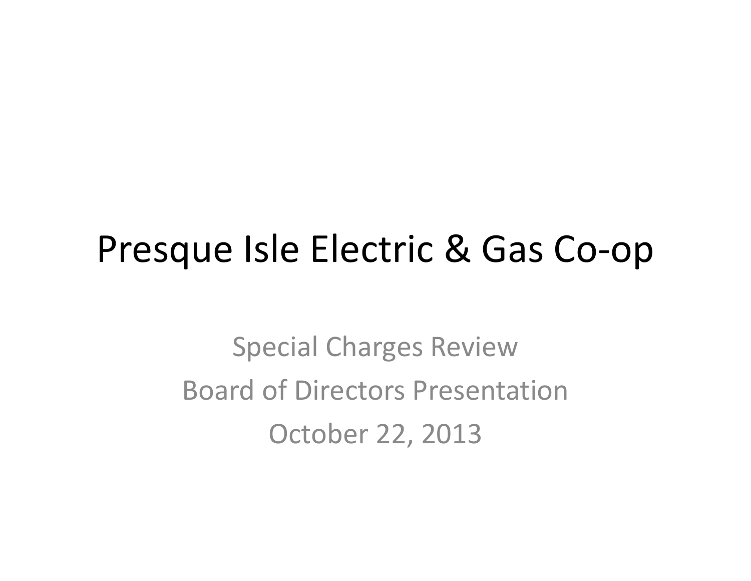# Presque Isle Electric & Gas Co-op

Special Charges Review

Board of Directors Presentation

October 22, 2013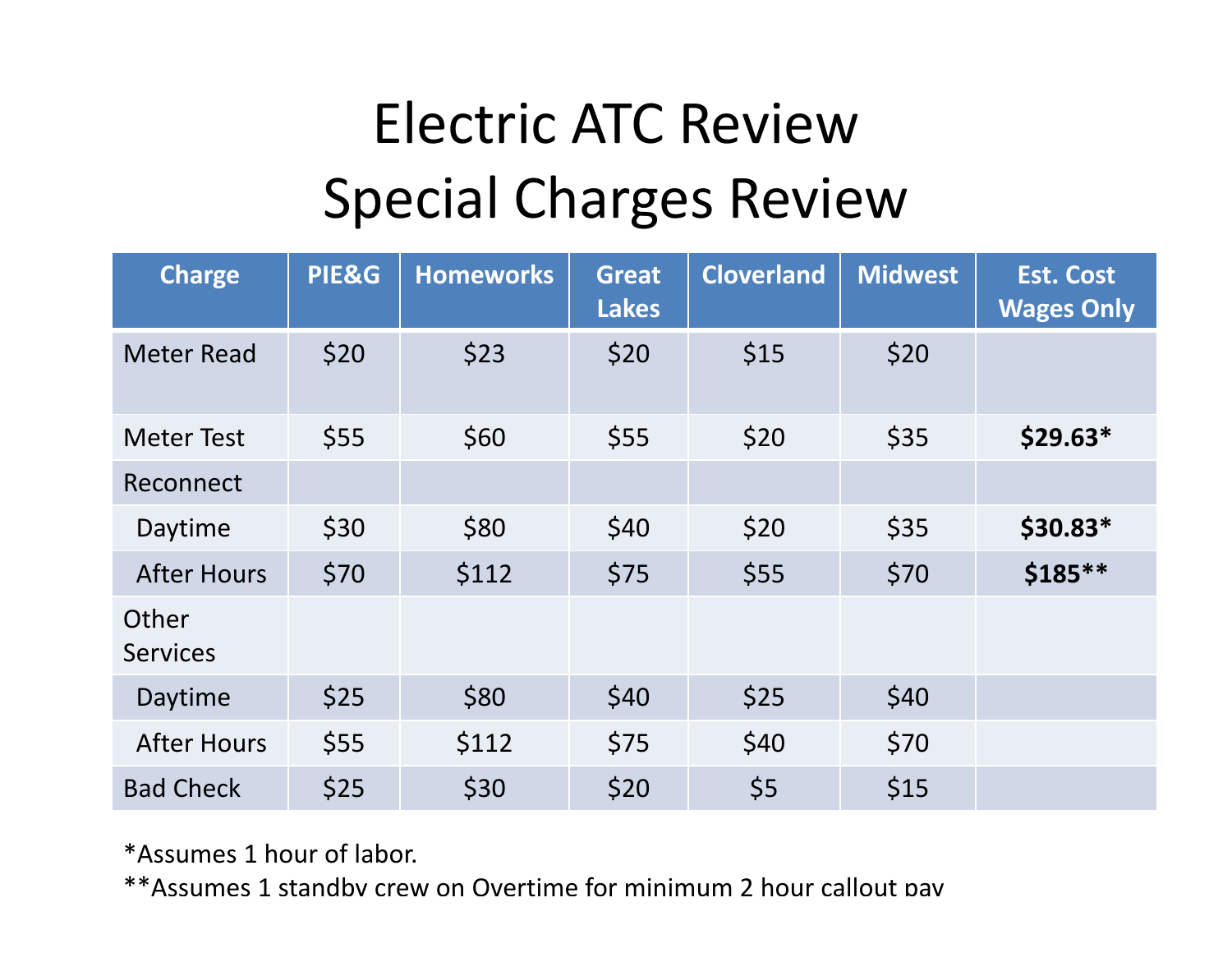# Electric ATC Review
# Special Charges Review

| Charge | PIE&G | Homeworks | Great Lakes | Cloverland | Midwest | Est. Cost Wages Only |
|---|---|---|---|---|---|---|
| Meter Read | $20 | $23 | $20 | $15 | $20 | |
| Meter Test | $55 | $60 | $55 | $20 | $35 | **$29.63*** |
| Reconnect | | | | | | |
| Daytime | $30 | $80 | $40 | $20 | $35 | **$30.83*** |
| After Hours | $70 | $112 | $75 | $55 | $70 | **$185**** |
| Other Services | | | | | | |
| Daytime | $25 | $80 | $40 | $25 | $40 | |
| After Hours | $55 | $112 | $75 | $40 | $70 | |
| Bad Check | $25 | $30 | $20 | $5 | $15 | |

*Assumes 1 hour of labor.

**Assumes 1 standby crew on Overtime for minimum 2 hour callout pay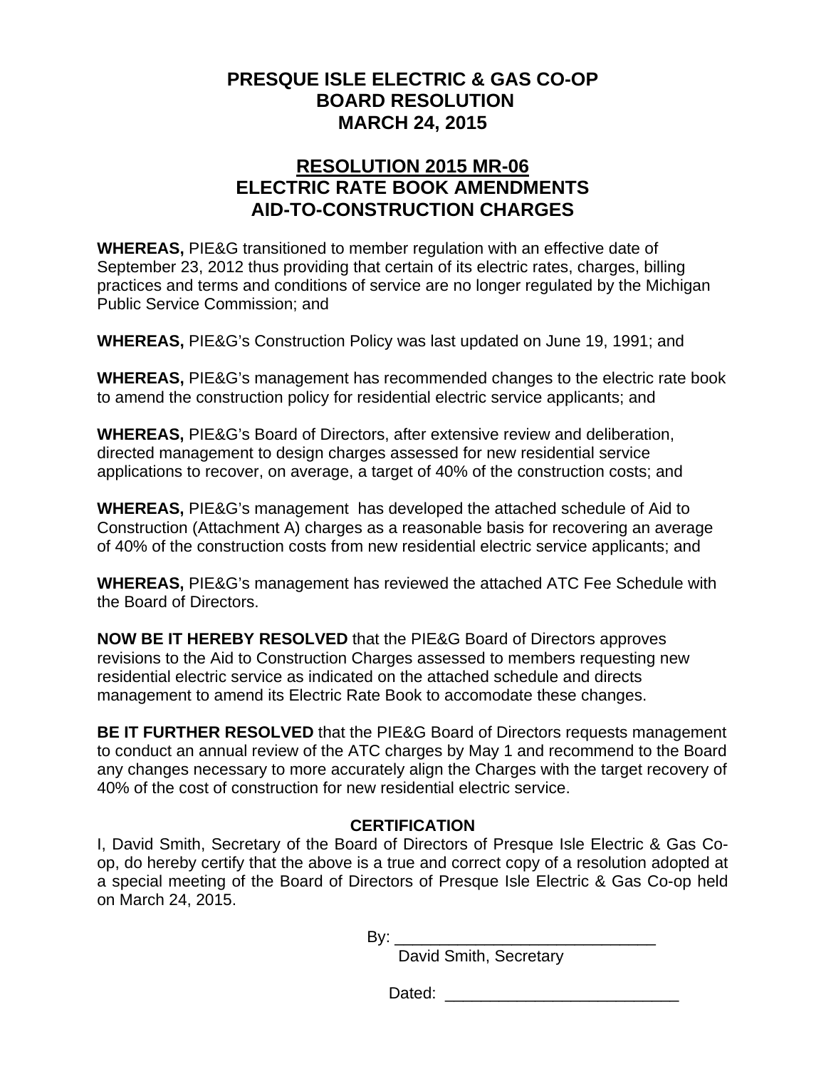# PRESQUE ISLE ELECTRIC & GAS CO-OP
# BOARD RESOLUTION
# MARCH 24, 2015

## RESOLUTION 2015 MR-06
## ELECTRIC RATE BOOK AMENDMENTS
## AID-TO-CONSTRUCTION CHARGES

**WHEREAS,** PIE&G transitioned to member regulation with an effective date of September 23, 2012 thus providing that certain of its electric rates, charges, billing practices and terms and conditions of service are no longer regulated by the Michigan Public Service Commission; and

**WHEREAS,** PIE&G's Construction Policy was last updated on June 19, 1991; and

**WHEREAS,** PIE&G's management has recommended changes to the electric rate book to amend the construction policy for residential electric service applicants; and

**WHEREAS,** PIE&G's Board of Directors, after extensive review and deliberation, directed management to design charges assessed for new residential service applications to recover, on average, a target of 40% of the construction costs; and

**WHEREAS,** PIE&G's management has developed the attached schedule of Aid to Construction (Attachment A) charges as a reasonable basis for recovering an average of 40% of the construction costs from new residential electric service applicants; and

**WHEREAS,** PIE&G's management has reviewed the attached ATC Fee Schedule with the Board of Directors.

**NOW BE IT HEREBY RESOLVED** that the PIE&G Board of Directors approves revisions to the Aid to Construction Charges assessed to members requesting new residential electric service as indicated on the attached schedule and directs management to amend its Electric Rate Book to accomodate these changes.

**BE IT FURTHER RESOLVED** that the PIE&G Board of Directors requests management to conduct an annual review of the ATC charges by May 1 and recommend to the Board any changes necessary to more accurately align the Charges with the target recovery of 40% of the cost of construction for new residential electric service.

**CERTIFICATION**

I, David Smith, Secretary of the Board of Directors of Presque Isle Electric & Gas Co-op, do hereby certify that the above is a true and correct copy of a resolution adopted at a special meeting of the Board of Directors of Presque Isle Electric & Gas Co-op held on March 24, 2015.

By: ______________________________
David Smith, Secretary

Dated: ___________________________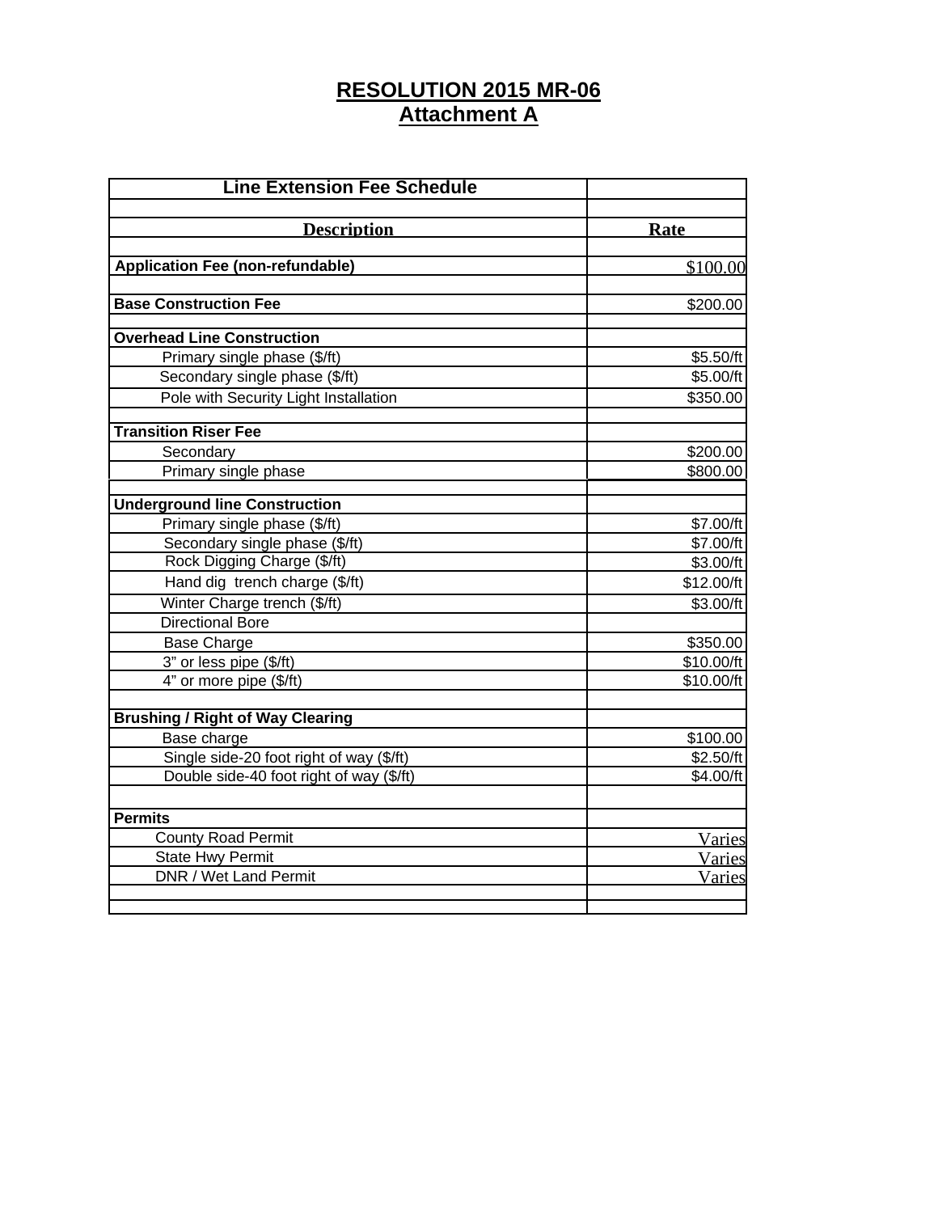# RESOLUTION 2015 MR-06
## Attachment A

| Line Extension Fee Schedule | |
|---|---|
| | |
| **Description** | **Rate** |
| | |
| **Application Fee (non-refundable)** | $100.00 |
| | |
| **Base Construction Fee** | $200.00 |
| | |
| **Overhead Line Construction** | |
| Primary single phase ($/ft) | $5.50/ft |
| Secondary single phase ($/ft) | $5.00/ft |
| Pole with Security Light Installation | $350.00 |
| | |
| **Transition Riser Fee** | |
| Secondary | $200.00 |
| Primary single phase | $800.00 |
| | |
| **Underground line Construction** | |
| Primary single phase ($/ft) | $7.00/ft |
| Secondary single phase ($/ft) | $7.00/ft |
| Rock Digging Charge ($/ft) | $3.00/ft |
| Hand dig trench charge ($/ft) | $12.00/ft |
| Winter Charge trench ($/ft) | $3.00/ft |
| Directional Bore | |
| Base Charge | $350.00 |
| 3" or less pipe ($/ft) | $10.00/ft |
| 4" or more pipe ($/ft) | $10.00/ft |
| | |
| **Brushing / Right of Way Clearing** | |
| Base charge | $100.00 |
| Single side-20 foot right of way ($/ft) | $2.50/ft |
| Double side-40 foot right of way ($/ft) | $4.00/ft |
| | |
| **Permits** | |
| County Road Permit | Varies |
| State Hwy Permit | Varies |
| DNR / Wet Land Permit | Varies |
| | |
| | |